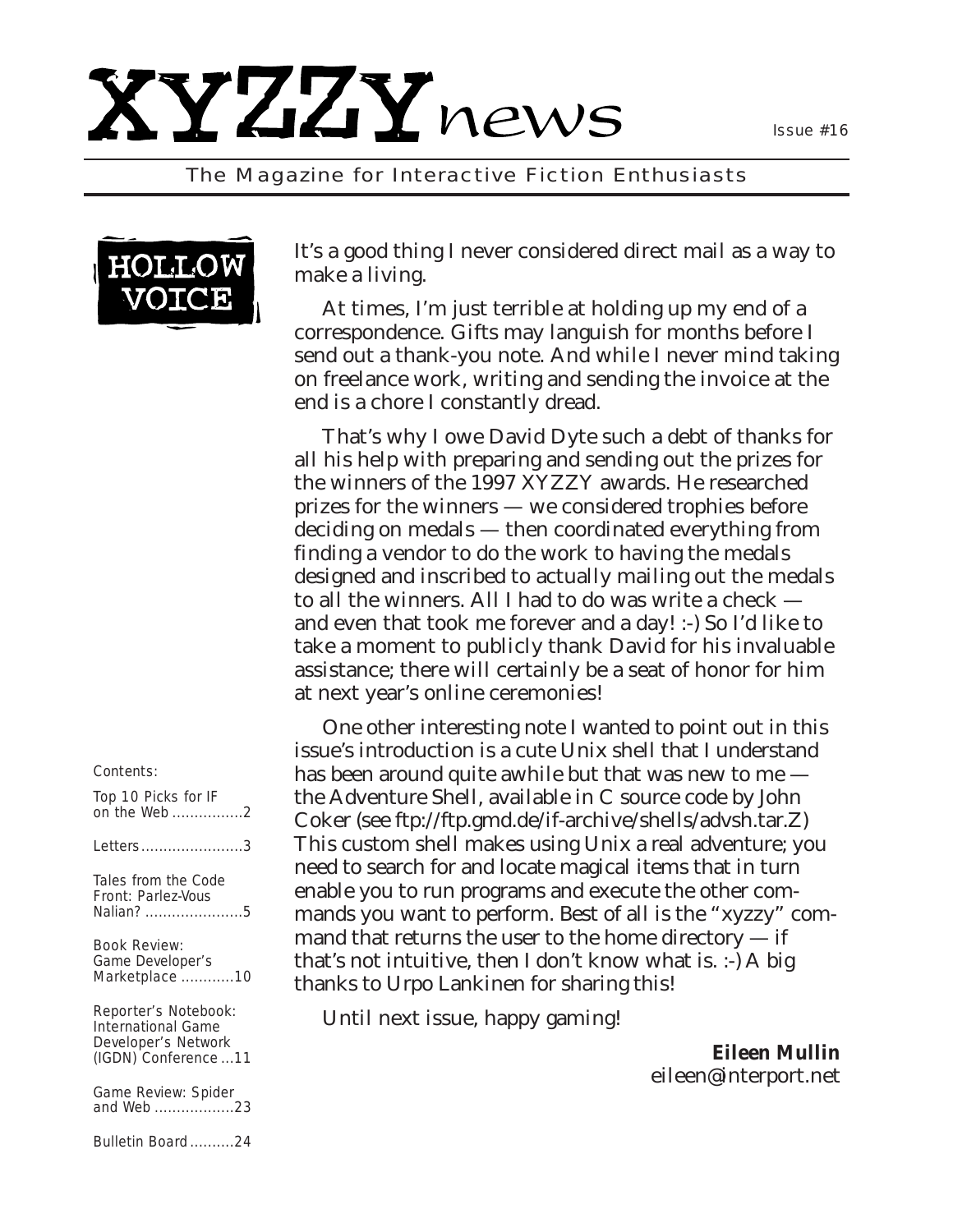# XYZZYnews

Issue #16

The Magazine for Interactive Fiction Enthusiasts

## HOLLOW VOICE

It's a good thing I never considered direct mail as a way to make a living.

At times, I'm just terrible at holding up my end of a correspondence. Gifts may languish for months before I send out a thank-you note. And while I never mind taking on freelance work, writing and sending the invoice at the end is a chore I constantly dread.

That's why I owe David Dyte such a debt of thanks for all his help with preparing and sending out the prizes for the winners of the 1997 XYZZY awards. He researched prizes for the winners — we considered trophies before deciding on medals — then coordinated everything from finding a vendor to do the work to having the medals designed and inscribed to actually mailing out the medals to all the winners. All I had to do was write a check — and even that took me forever and a day! :-) So I'd like to take a moment to publicly thank David for his invaluable assistance; there will certainly be a seat of honor for him at next year's online ceremonies!

One other interesting note I wanted to point out in this issue's introduction is a cute Unix shell that I understand has been around quite awhile but that was new to me — the Adventure Shell, available in C source code by John Coker (see ftp://ftp.gmd.de/if-archive/shells/advsh.tar.Z) This custom shell makes using Unix a real adventure; you need to search for and locate magical items that in turn enable you to run programs and execute the other commands you want to perform. Best of all is the "xyzzy" command that returns the user to the home directory — if that's not intuitive, then I don't know what is. :-) A big thanks to Urpo Lankinen for sharing this!

Until next issue, happy gaming!

**Eileen Mullin**
eileen@interport.net

Contents:

- Top 10 Picks for IF on the Web ................2
- Letters.......................3
- Tales from the Code Front: *Parlez-Vous Nalian?* ......................5
- Book Review: *Game Developer's Marketplace* ............10
- Reporter's Notebook: International Game Developer's Network (IGDN) Conference ...11
- Game Review: *Spider and Web* ..................23
- Bulletin Board..........24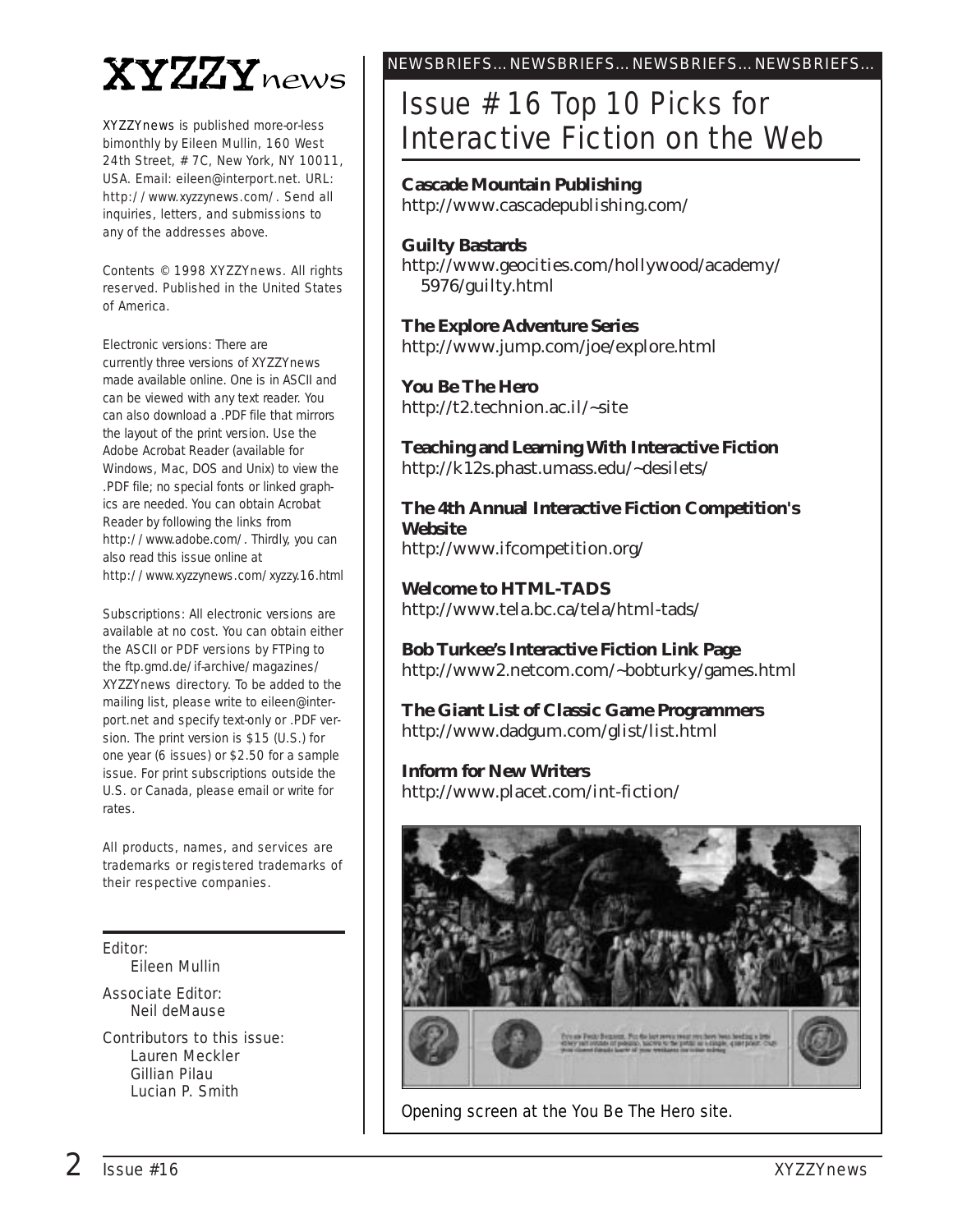# XYZZYnews

XYZZYnews is published more-or-less bimonthly by Eileen Mullin, 160 West 24th Street, #7C, New York, NY 10011, USA. Email: eileen@interport.net. URL: http://www.xyzzynews.com/. Send all inquiries, letters, and submissions to any of the addresses above.

Contents © 1998 XYZZYnews. All rights reserved. Published in the United States of America.

Electronic versions: There are currently three versions of XYZZYnews made available online. One is in ASCII and can be viewed with any text reader. You can also download a .PDF file that mirrors the layout of the print version. Use the Adobe Acrobat Reader (available for Windows, Mac, DOS and Unix) to view the .PDF file; no special fonts or linked graphics are needed. You can obtain Acrobat Reader by following the links from http://www.adobe.com/. Thirdly, you can also read this issue online at http://www.xyzzynews.com/xyzzy.16.html

Subscriptions: All electronic versions are available at no cost. You can obtain either the ASCII or PDF versions by FTPing to the ftp.gmd.de/if-archive/magazines/XYZZYnews directory. To be added to the mailing list, please write to eileen@interport.net and specify text-only or .PDF version. The print version is $15 (U.S.) for one year (6 issues) or $2.50 for a sample issue. For print subscriptions outside the U.S. or Canada, please email or write for rates.

All products, names, and services are trademarks or registered trademarks of their respective companies.

Editor:
Eileen Mullin

Associate Editor:
Neil deMause

Contributors to this issue:
Lauren Meckler
Gillian Pilau
Lucian P. Smith

NEWSBRIEFS... NEWSBRIEFS... NEWSBRIEFS... NEWSBRIEFS...

## Issue #16 Top 10 Picks for Interactive Fiction on the Web

**Cascade Mountain Publishing**
http://www.cascadepublishing.com/

**Guilty Bastards**
http://www.geocities.com/hollywood/academy/5976/guilty.html

**The Explore Adventure Series**
http://www.jump.com/joe/explore.html

**You Be The Hero**
http://t2.technion.ac.il/~site

**Teaching and Learning With Interactive Fiction**
http://k12s.phast.umass.edu/~desilets/

**The 4th Annual Interactive Fiction Competition's Website**
http://www.ifcompetition.org/

**Welcome to HTML-TADS**
http://www.tela.bc.ca/tela/html-tads/

**Bob Turkee's Interactive Fiction Link Page**
http://www2.netcom.com/~bobturky/games.html

**The Giant List of Classic Game Programmers**
http://www.dadgum.com/glist/list.html

**Inform for New Writers**
http://www.placet.com/int-fiction/

Opening screen at the You Be The Hero site.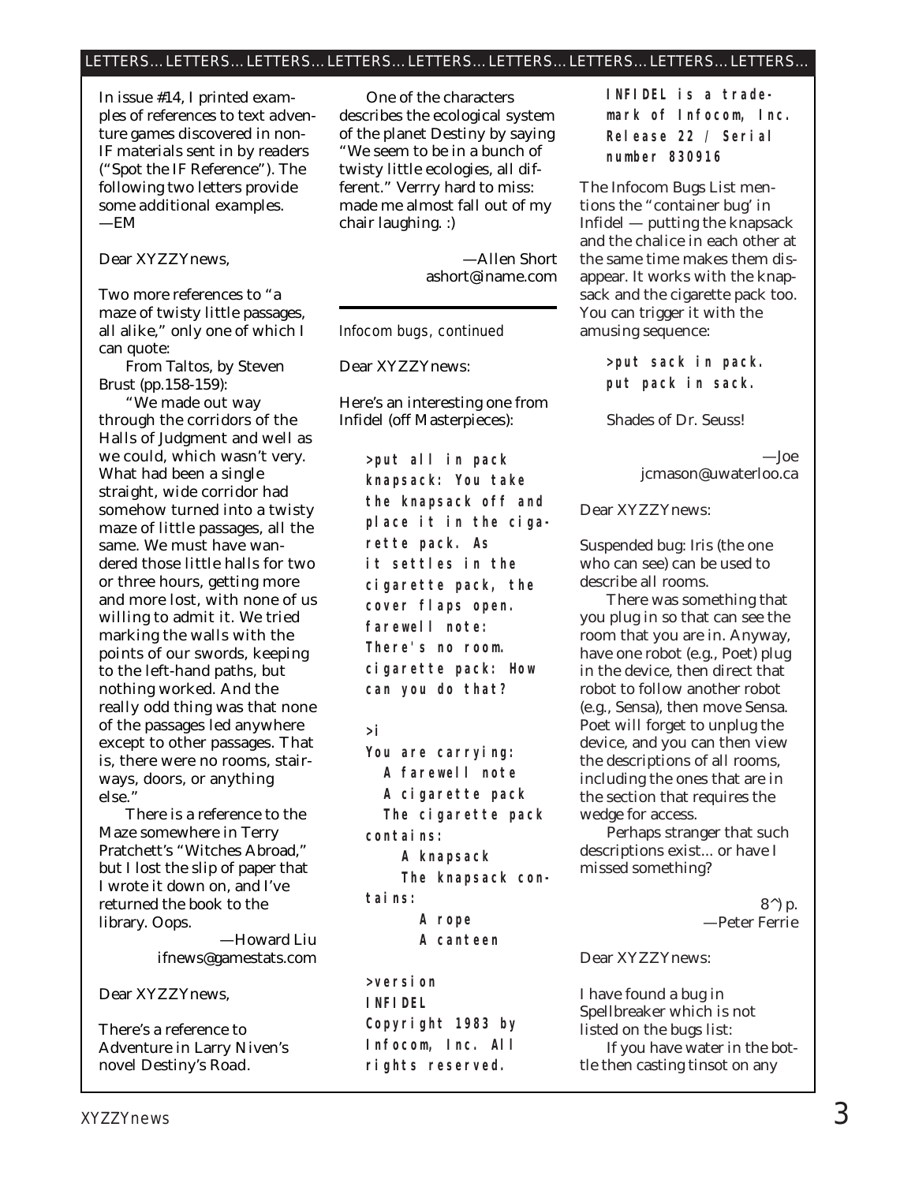## LETTERS... LETTERS... LETTERS...

In issue #14, I printed examples of references to text adventure games discovered in non-IF materials sent in by readers ("Spot the IF Reference"). The following two letters provide some additional examples.
—EM

Dear XYZZYnews,

Two more references to "a maze of twisty little passages, all alike," only one of which I can quote:

From Taltos, by Steven Brust (pp.158-159):

"We made out way through the corridors of the Halls of Judgment and well as we could, which wasn't very. What had been a single straight, wide corridor had somehow turned into a twisty maze of little passages, all the same. We must have wandered those little halls for two or three hours, getting more and more lost, with none of us willing to admit it. We tried marking the walls with the points of our swords, keeping to the left-hand paths, but nothing worked. And the really odd thing was that none of the passages led anywhere except to other passages. That is, there were no rooms, stairways, doors, or anything else."

There is a reference to the Maze somewhere in Terry Pratchett's "Witches Abroad," but I lost the slip of paper that I wrote it down on, and I've returned the book to the library. Oops.

—Howard Liu
ifnews@gamestats.com

Dear XYZZYnews,

There's a reference to Adventure in Larry Niven's novel Destiny's Road.

One of the characters describes the ecological system of the planet Destiny by saying "We seem to be in a bunch of twisty little ecologies, all different." Verrry hard to miss: made me almost fall out of my chair laughing. :)

—Allen Short
ashort@iname.com

---

*Infocom bugs, continued*

Dear XYZZYnews:

Here's an interesting one from Infidel (off Masterpieces):

```
>put all in pack
knapsack: You take
the knapsack off and
place it in the ciga-
rette pack. As
it settles in the
cigarette pack, the
cover flaps open.
farewell note:
There's no room.
cigarette pack: How
can you do that?

>i
You are carrying:
  A farewell note
  A cigarette pack
  The cigarette pack
contains:
    A knapsack
    The knapsack con-
tains:
      A rope
      A canteen

>version
INFIDEL
Copyright 1983 by
Infocom, Inc. All
rights reserved.
INFIDEL is a trade-
mark of Infocom, Inc.
Release 22 / Serial
number 830916
```

The Infocom Bugs List mentions the "container bug' in Infidel — putting the knapsack and the chalice in each other at the same time makes them disappear. It works with the knapsack and the cigarette pack too. You can trigger it with the amusing sequence:

```
>put sack in pack.
put pack in sack.
```

Shades of Dr. Seuss!

—Joe
jcmason@uwaterloo.ca

Dear XYZZYnews:

Suspended bug: Iris (the one who can see) can be used to describe all rooms.

There was something that you plug in so that can see the room that you are in. Anyway, have one robot (e.g., Poet) plug in the device, then direct that robot to follow another robot (e.g., Sensa), then move Sensa. Poet will forget to unplug the device, and you can then view the descriptions of all rooms, including the ones that are in the section that requires the wedge for access.

Perhaps stranger that such descriptions exist... or have I missed something?

8^) p.
—Peter Ferrie

Dear XYZZYnews:

I have found a bug in Spellbreaker which is not listed on the bugs list:

If you have water in the bottle then casting tinsot on any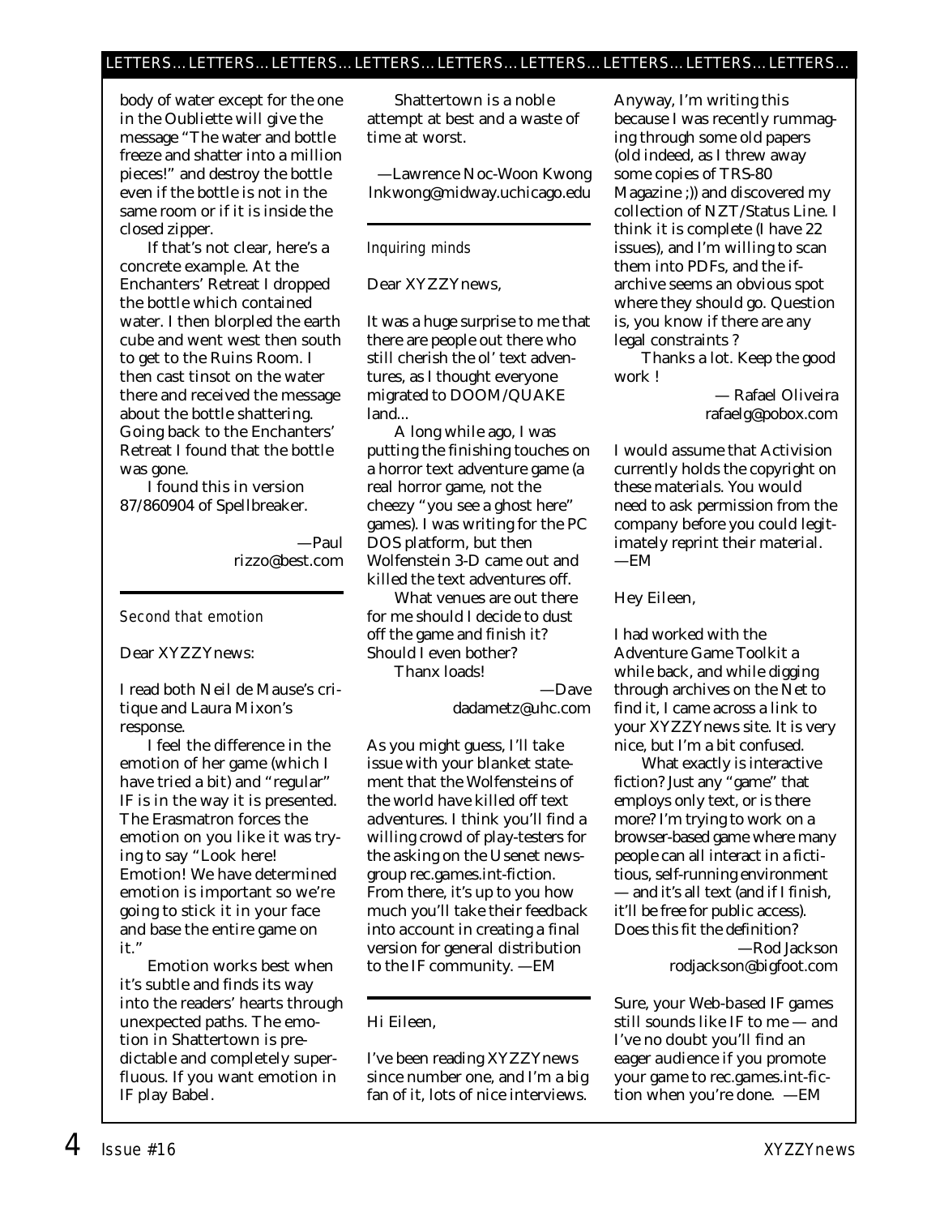body of water except for the one in the Oubliette will give the message "The water and bottle freeze and shatter into a million pieces!" and destroy the bottle even if the bottle is not in the same room or if it is inside the closed zipper.

If that's not clear, here's a concrete example. At the Enchanters' Retreat I dropped the bottle which contained water. I then blorpled the earth cube and went west then south to get to the Ruins Room. I then cast tinsot on the water there and received the message about the bottle shattering. Going back to the Enchanters' Retreat I found that the bottle was gone.

I found this in version 87/860904 of Spellbreaker.

—Paul
rizzo@best.com

---

*Second that emotion*

Dear XYZZYnews:

I read both Neil de Mause's critique and Laura Mixon's response.

I feel the difference in the emotion of her game (which I have tried a bit) and "regular" IF is in the way it is presented. The Erasmatron forces the emotion on you like it was trying to say "Look here! Emotion! We have determined emotion is important so we're going to stick it in your face and base the entire game on it."

Emotion works best when it's subtle and finds its way into the readers' hearts through unexpected paths. The emotion in Shattertown is predictable and completely superfluous. If you want emotion in IF play Babel.

Shattertown is a noble attempt at best and a waste of time at worst.

—Lawrence Noc-Woon Kwong
lnkwong@midway.uchicago.edu

---

*Inquiring minds*

Dear XYZZYnews,

It was a huge surprise to me that there are people out there who still cherish the ol' text adventures, as I thought everyone migrated to DOOM/QUAKE land...

A long while ago, I was putting the finishing touches on a horror text adventure game (a real horror game, not the cheezy "you see a ghost here" games). I was writing for the PC DOS platform, but then Wolfenstein 3-D came out and killed the text adventures off.

What venues are out there for me should I decide to dust off the game and finish it? Should I even bother?

Thanx loads!

—Dave
dadametz@uhc.com

As you might guess, I'll take issue with your blanket statement that the Wolfensteins of the world have killed off text adventures. I think you'll find a willing crowd of play-testers for the asking on the Usenet newsgroup rec.games.int-fiction. From there, it's up to you how much you'll take their feedback into account in creating a final version for general distribution to the IF community. —EM

---

Hi Eileen,

I've been reading XYZZYnews since number one, and I'm a big fan of it, lots of nice interviews. Anyway, I'm writing this because I was recently rummaging through some old papers (old indeed, as I threw away some copies of TRS-80 Magazine ;)) and discovered my collection of NZT/Status Line. I think it is complete (I have 22 issues), and I'm willing to scan them into PDFs, and the if-archive seems an obvious spot where they should go. Question is, you know if there are any legal constraints ?

Thanks a lot. Keep the good work !

— Rafael Oliveira
rafaelg@pobox.com

I would assume that Activision currently holds the copyright on these materials. You would need to ask permission from the company before you could legitimately reprint their material. —EM

Hey Eileen,

I had worked with the Adventure Game Toolkit a while back, and while digging through archives on the Net to find it, I came across a link to your XYZZYnews site. It is very nice, but I'm a bit confused.

What exactly is interactive fiction? Just any "game" that employs only text, or is there more? I'm trying to work on a browser-based game where many people can all interact in a fictitious, self-running environment — and it's all text (and if I finish, it'll be free for public access). Does this fit the definition?

—Rod Jackson
rodjackson@bigfoot.com

Sure, your Web-based IF games still sounds like IF to me — and I've no doubt you'll find an eager audience if you promote your game to rec.games.int-fiction when you're done. —EM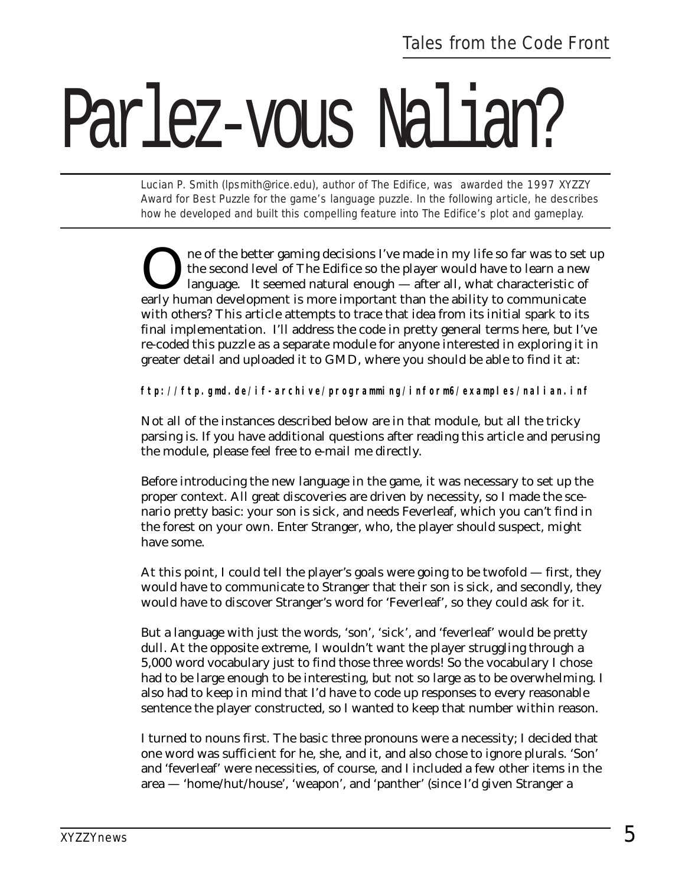# Parlez-vous Nalian?

*Lucian P. Smith (lpsmith@rice.edu), author of The Edifice, was awarded the 1997 XYZZY Award for Best Puzzle for the game's language puzzle. In the following article, he describes how he developed and built this compelling feature into The Edifice's plot and gameplay.*

One of the better gaming decisions I've made in my life so far was to set up the second level of The Edifice so the player would have to learn a new language. It seemed natural enough — after all, what characteristic of early human development is more important than the ability to communicate with others? This article attempts to trace that idea from its initial spark to its final implementation. I'll address the code in pretty general terms here, but I've re-coded this puzzle as a separate module for anyone interested in exploring it in greater detail and uploaded it to GMD, where you should be able to find it at:

**ftp://ftp.gmd.de/if-archive/programming/inform6/examples/nalian.inf**

Not all of the instances described below are in that module, but all the tricky parsing is. If you have additional questions after reading this article and perusing the module, please feel free to e-mail me directly.

Before introducing the new language in the game, it was necessary to set up the proper context. All great discoveries are driven by necessity, so I made the scenario pretty basic: your son is sick, and needs Feverleaf, which you can't find in the forest on your own. Enter Stranger, who, the player should suspect, might have some.

At this point, I could tell the player's goals were going to be twofold — first, they would have to communicate to Stranger that their son is sick, and secondly, they would have to discover Stranger's word for 'Feverleaf', so they could ask for it.

But a language with just the words, 'son', 'sick', and 'feverleaf' would be pretty dull. At the opposite extreme, I wouldn't want the player struggling through a 5,000 word vocabulary just to find those three words! So the vocabulary I chose had to be large enough to be interesting, but not so large as to be overwhelming. I also had to keep in mind that I'd have to code up responses to every reasonable sentence the player constructed, so I wanted to keep that number within reason.

I turned to nouns first. The basic three pronouns were a necessity; I decided that one word was sufficient for he, she, and it, and also chose to ignore plurals. 'Son' and 'feverleaf' were necessities, of course, and I included a few other items in the area — 'home/hut/house', 'weapon', and 'panther' (since I'd given Stranger a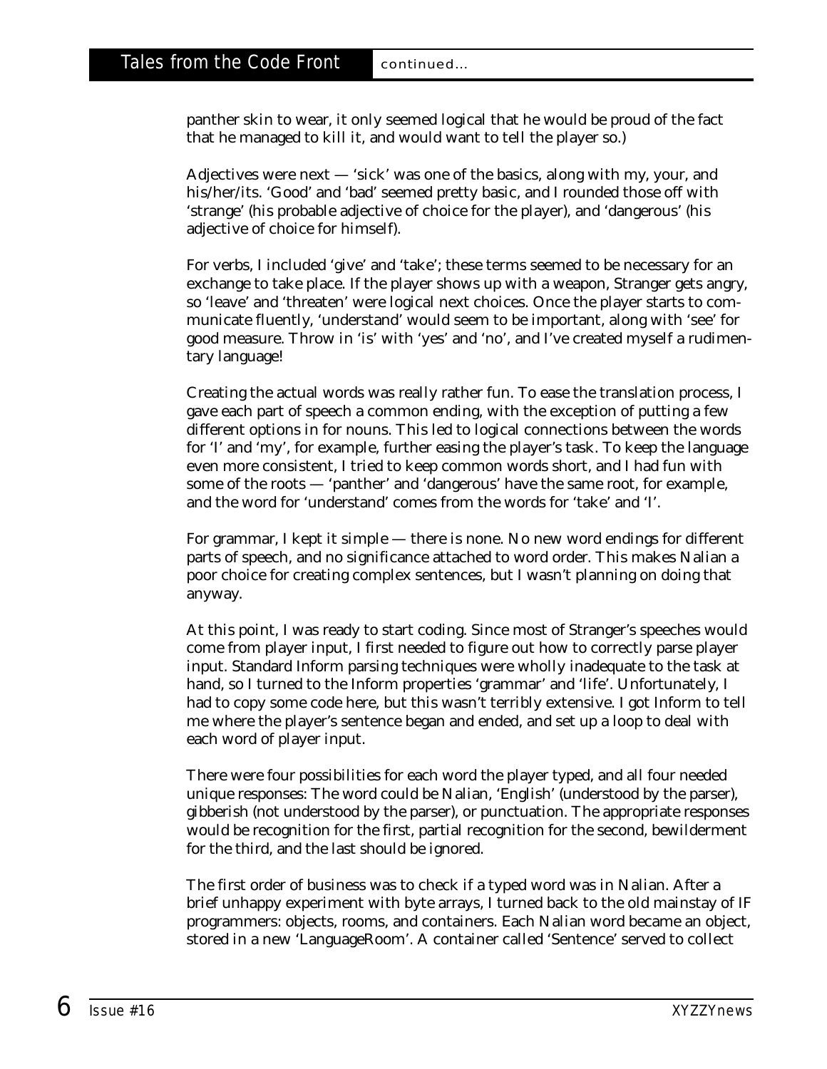panther skin to wear, it only seemed logical that he would be proud of the fact that he managed to kill it, and would want to tell the player so.)

Adjectives were next — 'sick' was one of the basics, along with my, your, and his/her/its. 'Good' and 'bad' seemed pretty basic, and I rounded those off with 'strange' (his probable adjective of choice for the player), and 'dangerous' (his adjective of choice for himself).

For verbs, I included 'give' and 'take'; these terms seemed to be necessary for an exchange to take place. If the player shows up with a weapon, Stranger gets angry, so 'leave' and 'threaten' were logical next choices. Once the player starts to communicate fluently, 'understand' would seem to be important, along with 'see' for good measure. Throw in 'is' with 'yes' and 'no', and I've created myself a rudimentary language!

Creating the actual words was really rather fun. To ease the translation process, I gave each part of speech a common ending, with the exception of putting a few different options in for nouns. This led to logical connections between the words for 'I' and 'my', for example, further easing the player's task. To keep the language even more consistent, I tried to keep common words short, and I had fun with some of the roots — 'panther' and 'dangerous' have the same root, for example, and the word for 'understand' comes from the words for 'take' and 'I'.

For grammar, I kept it simple — there is none. No new word endings for different parts of speech, and no significance attached to word order. This makes Nalian a poor choice for creating complex sentences, but I wasn't planning on doing that anyway.

At this point, I was ready to start coding. Since most of Stranger's speeches would come from player input, I first needed to figure out how to correctly parse player input. Standard Inform parsing techniques were wholly inadequate to the task at hand, so I turned to the Inform properties 'grammar' and 'life'. Unfortunately, I had to copy some code here, but this wasn't terribly extensive. I got Inform to tell me where the player's sentence began and ended, and set up a loop to deal with each word of player input.

There were four possibilities for each word the player typed, and all four needed unique responses: The word could be Nalian, 'English' (understood by the parser), gibberish (not understood by the parser), or punctuation. The appropriate responses would be recognition for the first, partial recognition for the second, bewilderment for the third, and the last should be ignored.

The first order of business was to check if a typed word was in Nalian. After a brief unhappy experiment with byte arrays, I turned back to the old mainstay of IF programmers: objects, rooms, and containers. Each Nalian word became an object, stored in a new 'LanguageRoom'. A container called 'Sentence' served to collect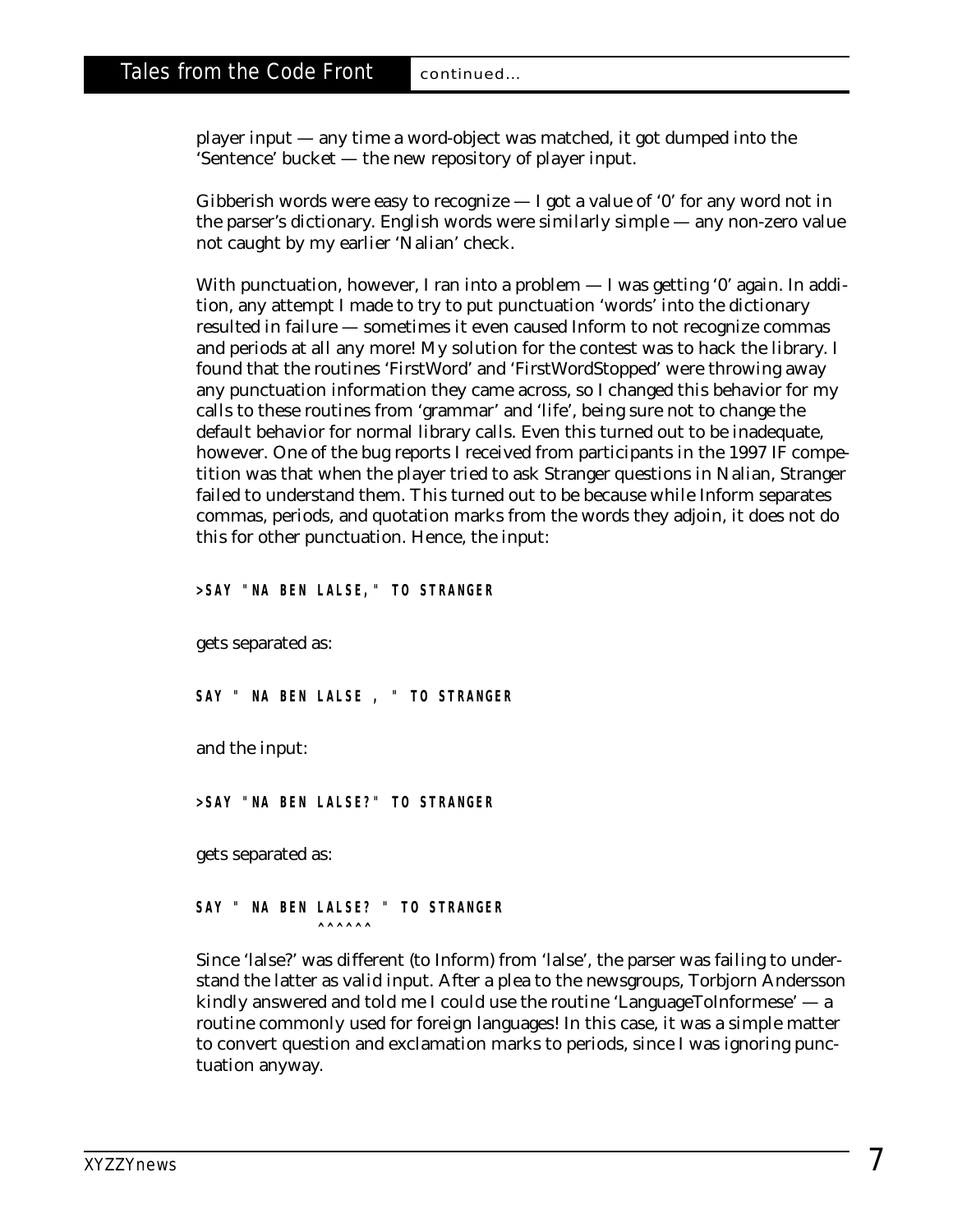player input — any time a word-object was matched, it got dumped into the 'Sentence' bucket — the new repository of player input.

Gibberish words were easy to recognize — I got a value of '0' for any word not in the parser's dictionary. English words were similarly simple — any non-zero value not caught by my earlier 'Nalian' check.

With punctuation, however, I ran into a problem — I was getting '0' again. In addition, any attempt I made to try to put punctuation 'words' into the dictionary resulted in failure — sometimes it even caused Inform to not recognize commas and periods at all any more! My solution for the contest was to hack the library. I found that the routines 'FirstWord' and 'FirstWordStopped' were throwing away any punctuation information they came across, so I changed this behavior for my calls to these routines from 'grammar' and 'life', being sure not to change the default behavior for normal library calls. Even this turned out to be inadequate, however. One of the bug reports I received from participants in the 1997 IF competition was that when the player tried to ask Stranger questions in Nalian, Stranger failed to understand them. This turned out to be because while Inform separates commas, periods, and quotation marks from the words they adjoin, it does not do this for other punctuation. Hence, the input:

```
>SAY "NA BEN LALSE," TO STRANGER
```

gets separated as:

```
SAY " NA BEN LALSE , " TO STRANGER
```

and the input:

```
>SAY "NA BEN LALSE?" TO STRANGER
```

gets separated as:

```
SAY " NA BEN LALSE? " TO STRANGER
             ^^^^^^
```

Since 'lalse?' was different (to Inform) from 'lalse', the parser was failing to understand the latter as valid input. After a plea to the newsgroups, Torbjorn Andersson kindly answered and told me I could use the routine 'LanguageToInformese' — a routine commonly used for foreign languages! In this case, it was a simple matter to convert question and exclamation marks to periods, since I was ignoring punctuation anyway.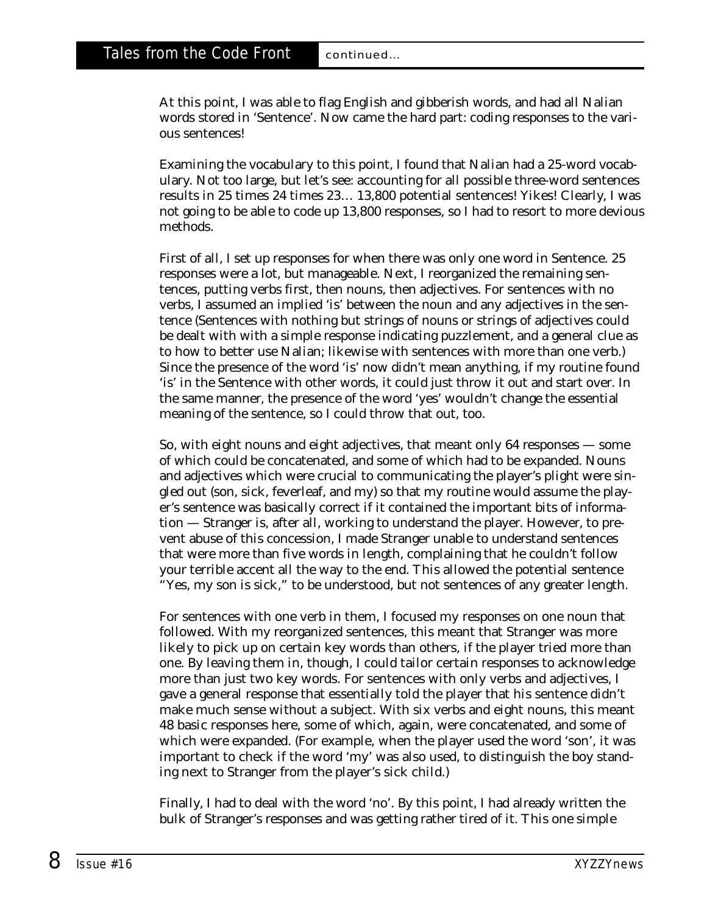At this point, I was able to flag English and gibberish words, and had all Nalian words stored in 'Sentence'. Now came the hard part: coding responses to the various sentences!

Examining the vocabulary to this point, I found that Nalian had a 25-word vocabulary. Not too large, but let's see: accounting for all possible three-word sentences results in 25 times 24 times 23… 13,800 potential sentences! Yikes! Clearly, I was not going to be able to code up 13,800 responses, so I had to resort to more devious methods.

First of all, I set up responses for when there was only one word in Sentence. 25 responses were a lot, but manageable. Next, I reorganized the remaining sentences, putting verbs first, then nouns, then adjectives. For sentences with no verbs, I assumed an implied 'is' between the noun and any adjectives in the sentence (Sentences with nothing but strings of nouns or strings of adjectives could be dealt with with a simple response indicating puzzlement, and a general clue as to how to better use Nalian; likewise with sentences with more than one verb.) Since the presence of the word 'is' now didn't mean anything, if my routine found 'is' in the Sentence with other words, it could just throw it out and start over. In the same manner, the presence of the word 'yes' wouldn't change the essential meaning of the sentence, so I could throw that out, too.

So, with eight nouns and eight adjectives, that meant only 64 responses — some of which could be concatenated, and some of which had to be expanded. Nouns and adjectives which were crucial to communicating the player's plight were singled out (son, sick, feverleaf, and my) so that my routine would assume the player's sentence was basically correct if it contained the important bits of information — Stranger is, after all, working to understand the player. However, to prevent abuse of this concession, I made Stranger unable to understand sentences that were more than five words in length, complaining that he couldn't follow your terrible accent all the way to the end. This allowed the potential sentence "Yes, my son is sick," to be understood, but not sentences of any greater length.

For sentences with one verb in them, I focused my responses on one noun that followed. With my reorganized sentences, this meant that Stranger was more likely to pick up on certain key words than others, if the player tried more than one. By leaving them in, though, I could tailor certain responses to acknowledge more than just two key words. For sentences with only verbs and adjectives, I gave a general response that essentially told the player that his sentence didn't make much sense without a subject. With six verbs and eight nouns, this meant 48 basic responses here, some of which, again, were concatenated, and some of which were expanded. (For example, when the player used the word 'son', it was important to check if the word 'my' was also used, to distinguish the boy standing next to Stranger from the player's sick child.)

Finally, I had to deal with the word 'no'. By this point, I had already written the bulk of Stranger's responses and was getting rather tired of it. This one simple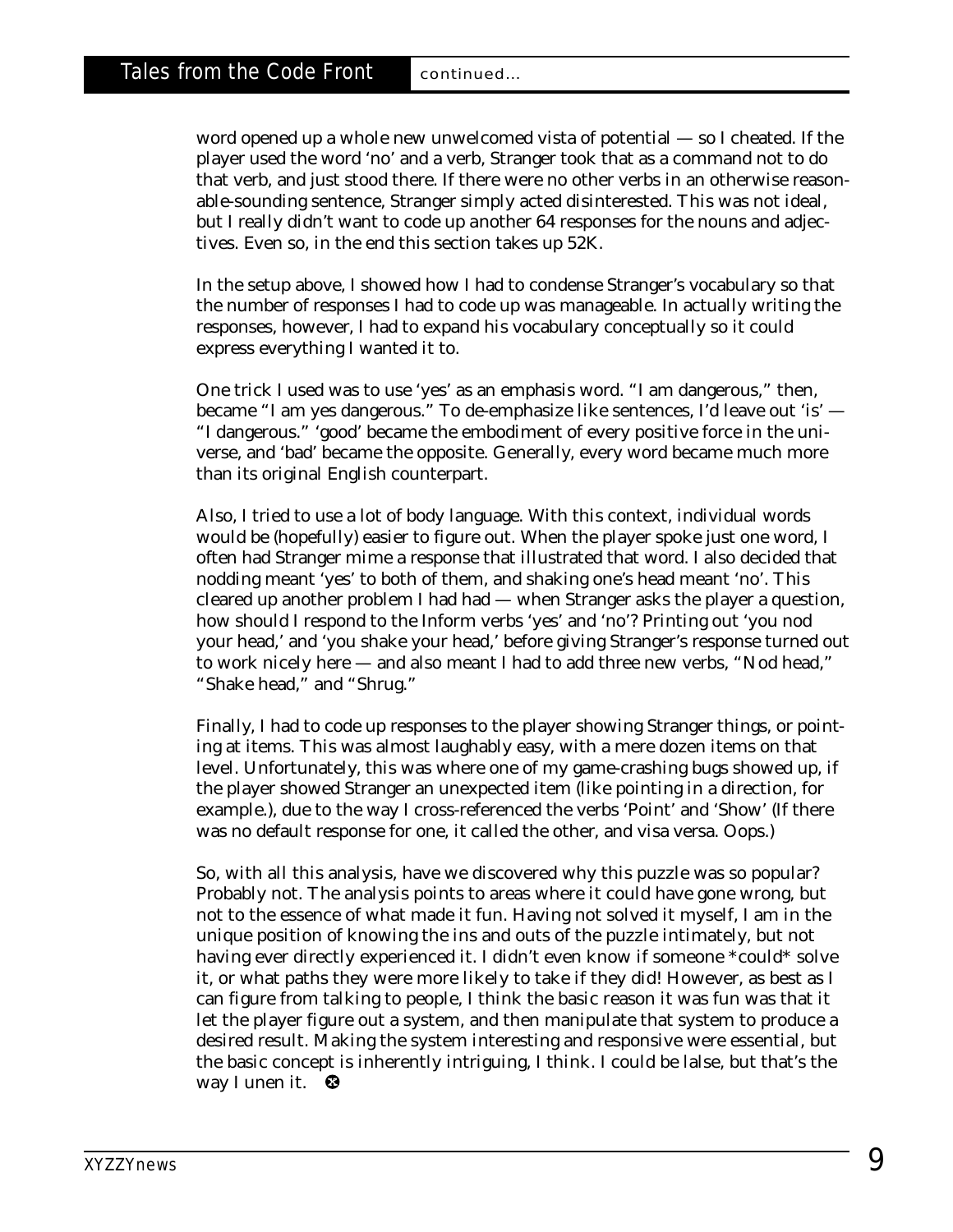word opened up a whole new unwelcomed vista of potential — so I cheated. If the player used the word 'no' and a verb, Stranger took that as a command not to do that verb, and just stood there. If there were no other verbs in an otherwise reasonable-sounding sentence, Stranger simply acted disinterested. This was not ideal, but I really didn't want to code up another 64 responses for the nouns and adjectives. Even so, in the end this section takes up 52K.

In the setup above, I showed how I had to condense Stranger's vocabulary so that the number of responses I had to code up was manageable. In actually writing the responses, however, I had to expand his vocabulary conceptually so it could express everything I wanted it to.

One trick I used was to use 'yes' as an emphasis word. "I am dangerous," then, became "I am yes dangerous." To de-emphasize like sentences, I'd leave out 'is' — "I dangerous." 'good' became the embodiment of every positive force in the universe, and 'bad' became the opposite. Generally, every word became much more than its original English counterpart.

Also, I tried to use a lot of body language. With this context, individual words would be (hopefully) easier to figure out. When the player spoke just one word, I often had Stranger mime a response that illustrated that word. I also decided that nodding meant 'yes' to both of them, and shaking one's head meant 'no'. This cleared up another problem I had had — when Stranger asks the player a question, how should I respond to the Inform verbs 'yes' and 'no'? Printing out 'you nod your head,' and 'you shake your head,' before giving Stranger's response turned out to work nicely here — and also meant I had to add three new verbs, "Nod head," "Shake head," and "Shrug."

Finally, I had to code up responses to the player showing Stranger things, or pointing at items. This was almost laughably easy, with a mere dozen items on that level. Unfortunately, this was where one of my game-crashing bugs showed up, if the player showed Stranger an unexpected item (like pointing in a direction, for example.), due to the way I cross-referenced the verbs 'Point' and 'Show' (If there was no default response for one, it called the other, and visa versa. Oops.)

So, with all this analysis, have we discovered why this puzzle was so popular? Probably not. The analysis points to areas where it could have gone wrong, but not to the essence of what made it fun. Having not solved it myself, I am in the unique position of knowing the ins and outs of the puzzle intimately, but not having ever directly experienced it. I didn't even know if someone *could* solve it, or what paths they were more likely to take if they did! However, as best as I can figure from talking to people, I think the basic reason it was fun was that it let the player figure out a system, and then manipulate that system to produce a desired result. Making the system interesting and responsive were essential, but the basic concept is inherently intriguing, I think. I could be lalse, but that's the way I unen it.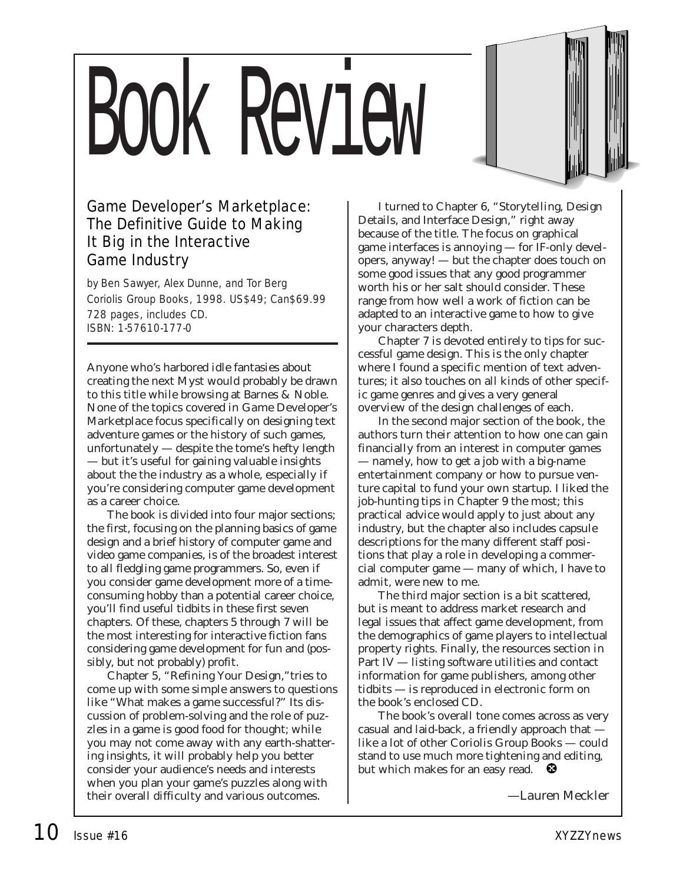# Book Review

## Game Developer's Marketplace: The Definitive Guide to Making It Big in the Interactive Game Industry

*by Ben Sawyer, Alex Dunne, and Tor Berg*
*Coriolis Group Books, 1998. US$49; Can$69.99*
*728 pages, includes CD.*
*ISBN: 1-57610-177-0*

Anyone who's harbored idle fantasies about creating the next Myst would probably be drawn to this title while browsing at Barnes & Noble. None of the topics covered in Game Developer's Marketplace focus specifically on designing text adventure games or the history of such games, unfortunately — despite the tome's hefty length — but it's useful for gaining valuable insights about the the industry as a whole, especially if you're considering computer game development as a career choice.

The book is divided into four major sections; the first, focusing on the planning basics of game design and a brief history of computer game and video game companies, is of the broadest interest to all fledgling game programmers. So, even if you consider game development more of a time-consuming hobby than a potential career choice, you'll find useful tidbits in these first seven chapters. Of these, chapters 5 through 7 will be the most interesting for interactive fiction fans considering game development for fun and (possibly, but not probably) profit.

Chapter 5, "Refining Your Design,"tries to come up with some simple answers to questions like "What makes a game successful?" Its discussion of problem-solving and the role of puzzles in a game is good food for thought; while you may not come away with any earth-shattering insights, it will probably help you better consider your audience's needs and interests when you plan your game's puzzles along with their overall difficulty and various outcomes.

I turned to Chapter 6, "Storytelling, Design Details, and Interface Design," right away because of the title. The focus on graphical game interfaces is annoying — for IF-only developers, anyway! — but the chapter does touch on some good issues that any good programmer worth his or her salt should consider. These range from how well a work of fiction can be adapted to an interactive game to how to give your characters depth.

Chapter 7 is devoted entirely to tips for successful game design. This is the only chapter where I found a specific mention of text adventures; it also touches on all kinds of other specific game genres and gives a very general overview of the design challenges of each.

In the second major section of the book, the authors turn their attention to how one can gain financially from an interest in computer games — namely, how to get a job with a big-name entertainment company or how to pursue venture capital to fund your own startup. I liked the job-hunting tips in Chapter 9 the most; this practical advice would apply to just about any industry, but the chapter also includes capsule descriptions for the many different staff positions that play a role in developing a commercial computer game — many of which, I have to admit, were new to me.

The third major section is a bit scattered, but is meant to address market research and legal issues that affect game development, from the demographics of game players to intellectual property rights. Finally, the resources section in Part IV — listing software utilities and contact information for game publishers, among other tidbits — is reproduced in electronic form on the book's enclosed CD.

The book's overall tone comes across as very casual and laid-back, a friendly approach that — like a lot of other Coriolis Group Books — could stand to use much more tightening and editing, but which makes for an easy read.

—Lauren Meckler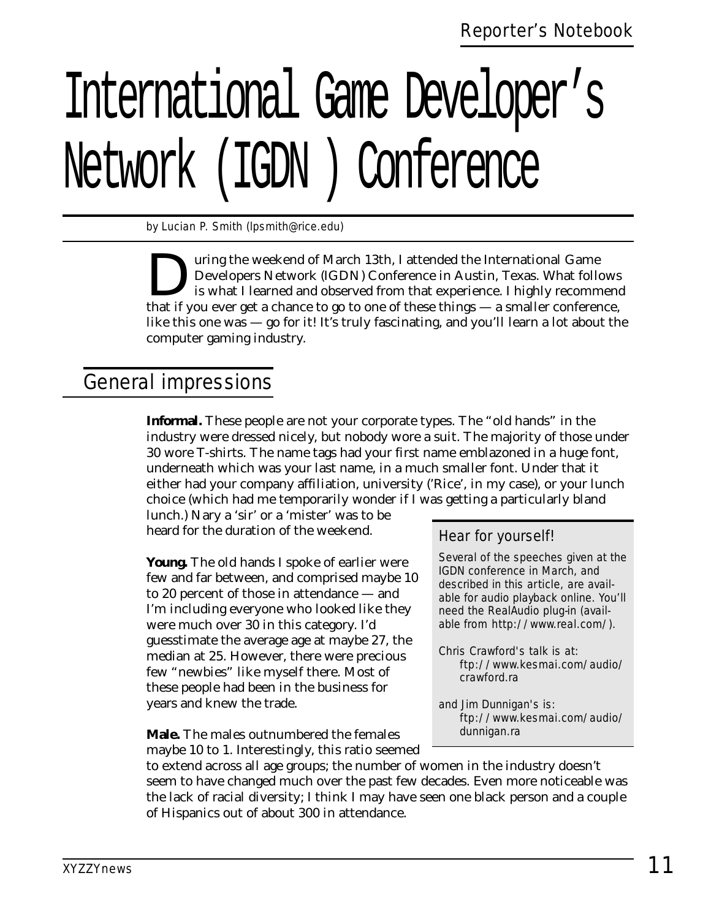# International Game Developer's Network (IGDN ) Conference

*by Lucian P. Smith (lpsmith@rice.edu)*

During the weekend of March 13th, I attended the International Game Developers Network (IGDN) Conference in Austin, Texas. What follows is what I learned and observed from that experience. I highly recommend that if you ever get a chance to go to one of these things — a smaller conference, like this one was — go for it! It's truly fascinating, and you'll learn a lot about the computer gaming industry.

## General impressions

**Informal.** These people are not your corporate types. The "old hands" in the industry were dressed nicely, but nobody wore a suit. The majority of those under 30 wore T-shirts. The name tags had your first name emblazoned in a huge font, underneath which was your last name, in a much smaller font. Under that it either had your company affiliation, university ('Rice', in my case), or your lunch choice (which had me temporarily wonder if I was getting a particularly bland lunch.) Nary a 'sir' or a 'mister' was to be heard for the duration of the weekend.

**Young.** The old hands I spoke of earlier were few and far between, and comprised maybe 10 to 20 percent of those in attendance — and I'm including everyone who looked like they were much over 30 in this category. I'd guesstimate the average age at maybe 27, the median at 25. However, there were precious few "newbies" like myself there. Most of these people had been in the business for years and knew the trade.

**Male.** The males outnumbered the females maybe 10 to 1. Interestingly, this ratio seemed to extend across all age groups; the number of women in the industry doesn't seem to have changed much over the past few decades. Even more noticeable was the lack of racial diversity; I think I may have seen one black person and a couple of Hispanics out of about 300 in attendance.

### Hear for yourself!

*Several of the speeches given at the IGDN conference in March, and described in this article, are available for audio playback online. You'll need the RealAudio plug-in (available from http://www.real.com/).*

*Chris Crawford's talk is at:*
ftp://www.kesmai.com/audio/crawford.ra

*and Jim Dunnigan's is:*
ftp://www.kesmai.com/audio/dunnigan.ra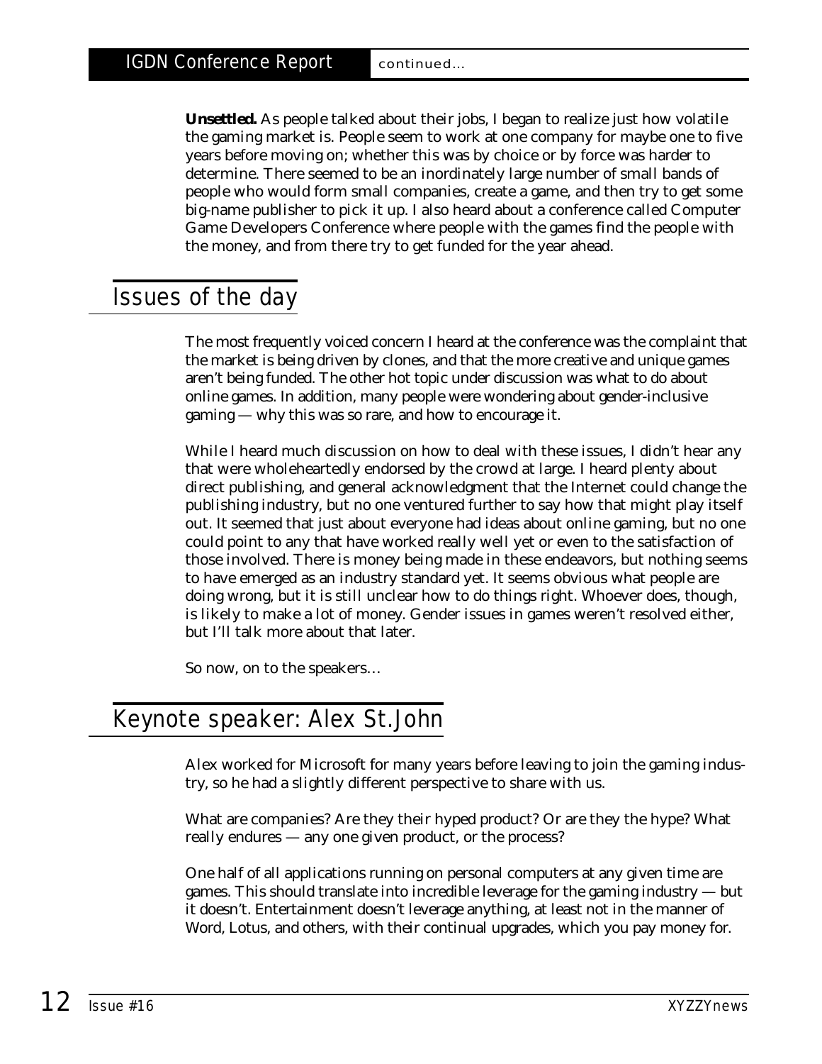**Unsettled.** As people talked about their jobs, I began to realize just how volatile the gaming market is. People seem to work at one company for maybe one to five years before moving on; whether this was by choice or by force was harder to determine. There seemed to be an inordinately large number of small bands of people who would form small companies, create a game, and then try to get some big-name publisher to pick it up. I also heard about a conference called Computer Game Developers Conference where people with the games find the people with the money, and from there try to get funded for the year ahead.

## Issues of the day

The most frequently voiced concern I heard at the conference was the complaint that the market is being driven by clones, and that the more creative and unique games aren't being funded. The other hot topic under discussion was what to do about online games. In addition, many people were wondering about gender-inclusive gaming — why this was so rare, and how to encourage it.

While I heard much discussion on how to deal with these issues, I didn't hear any that were wholeheartedly endorsed by the crowd at large. I heard plenty about direct publishing, and general acknowledgment that the Internet could change the publishing industry, but no one ventured further to say how that might play itself out. It seemed that just about everyone had ideas about online gaming, but no one could point to any that have worked really well yet or even to the satisfaction of those involved. There is money being made in these endeavors, but nothing seems to have emerged as an industry standard yet. It seems obvious what people are doing wrong, but it is still unclear how to do things right. Whoever does, though, is likely to make a lot of money. Gender issues in games weren't resolved either, but I'll talk more about that later.

So now, on to the speakers…

## Keynote speaker: Alex St.John

Alex worked for Microsoft for many years before leaving to join the gaming industry, so he had a slightly different perspective to share with us.

What are companies? Are they their hyped product? Or are they the hype? What really endures — any one given product, or the process?

One half of all applications running on personal computers at any given time are games. This should translate into incredible leverage for the gaming industry — but it doesn't. Entertainment doesn't leverage anything, at least not in the manner of Word, Lotus, and others, with their continual upgrades, which you pay money for.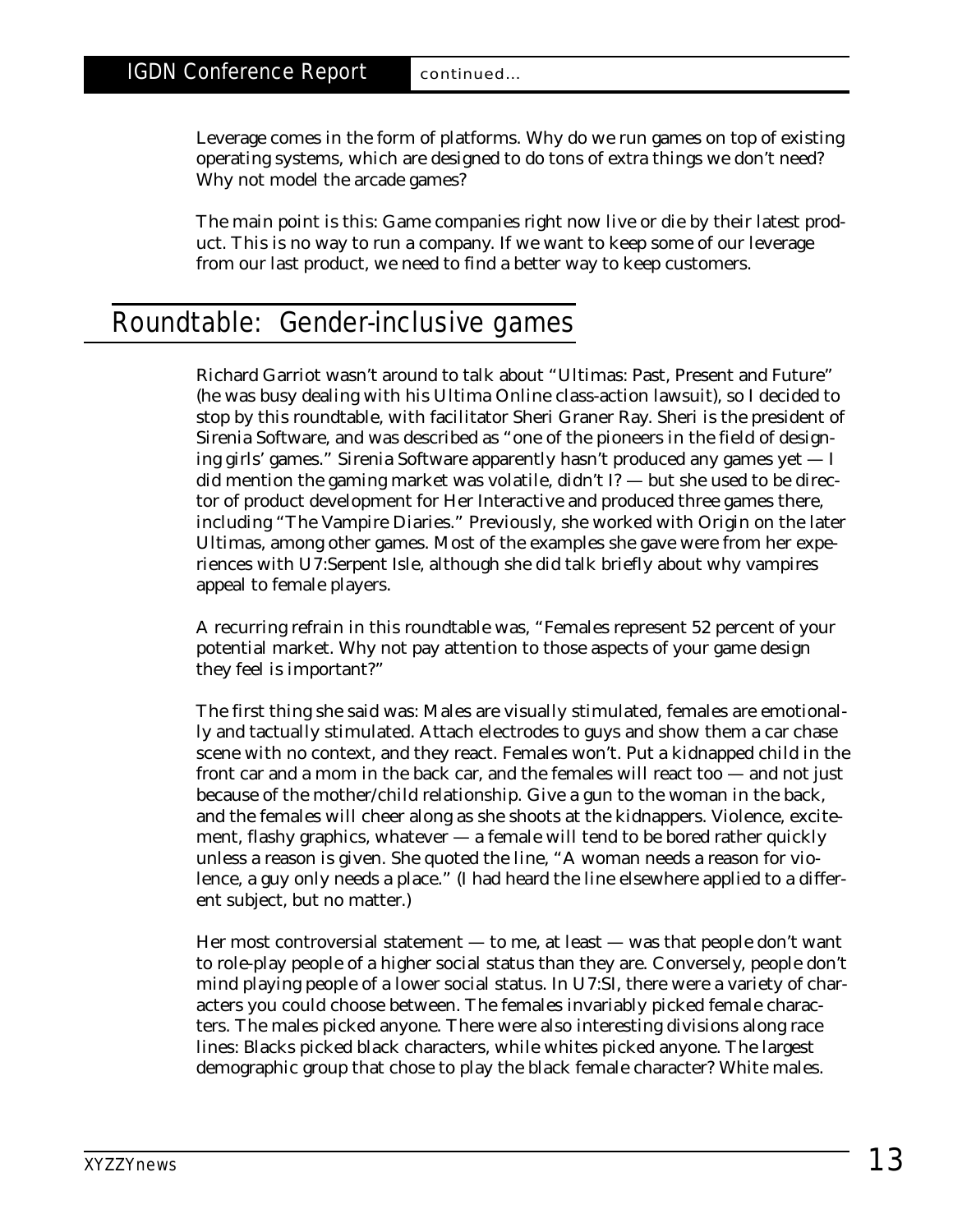Leverage comes in the form of platforms. Why do we run games on top of existing operating systems, which are designed to do tons of extra things we don't need? Why not model the arcade games?

The main point is this: Game companies right now live or die by their latest product. This is no way to run a company. If we want to keep some of our leverage from our last product, we need to find a better way to keep customers.

## Roundtable: Gender-inclusive games

Richard Garriot wasn't around to talk about "Ultimas: Past, Present and Future" (he was busy dealing with his Ultima Online class-action lawsuit), so I decided to stop by this roundtable, with facilitator Sheri Graner Ray. Sheri is the president of Sirenia Software, and was described as "one of the pioneers in the field of designing girls' games." Sirenia Software apparently hasn't produced any games yet — I did mention the gaming market was volatile, didn't I? — but she used to be director of product development for Her Interactive and produced three games there, including "The Vampire Diaries." Previously, she worked with Origin on the later Ultimas, among other games. Most of the examples she gave were from her experiences with U7:Serpent Isle, although she did talk briefly about why vampires appeal to female players.

A recurring refrain in this roundtable was, "Females represent 52 percent of your potential market. Why not pay attention to those aspects of your game design they feel is important?"

The first thing she said was: Males are visually stimulated, females are emotionally and tactually stimulated. Attach electrodes to guys and show them a car chase scene with no context, and they react. Females won't. Put a kidnapped child in the front car and a mom in the back car, and the females will react too — and not just because of the mother/child relationship. Give a gun to the woman in the back, and the females will cheer along as she shoots at the kidnappers. Violence, excitement, flashy graphics, whatever — a female will tend to be bored rather quickly unless a reason is given. She quoted the line, "A woman needs a reason for violence, a guy only needs a place." (I had heard the line elsewhere applied to a different subject, but no matter.)

Her most controversial statement — to me, at least — was that people don't want to role-play people of a higher social status than they are. Conversely, people don't mind playing people of a lower social status. In U7:SI, there were a variety of characters you could choose between. The females invariably picked female characters. The males picked anyone. There were also interesting divisions along race lines: Blacks picked black characters, while whites picked anyone. The largest demographic group that chose to play the black female character? White males.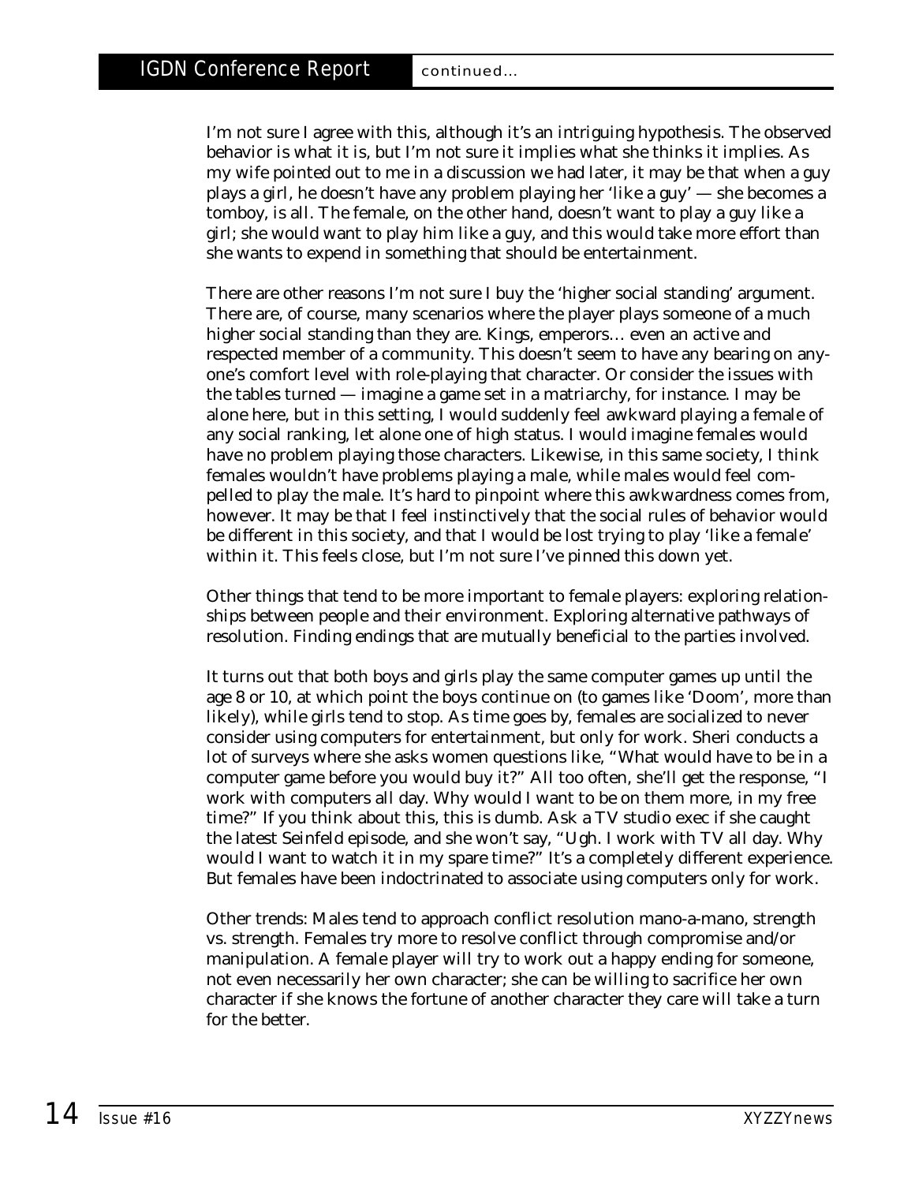I'm not sure I agree with this, although it's an intriguing hypothesis. The observed behavior is what it is, but I'm not sure it implies what she thinks it implies. As my wife pointed out to me in a discussion we had later, it may be that when a guy plays a girl, he doesn't have any problem playing her 'like a guy' — she becomes a tomboy, is all. The female, on the other hand, doesn't want to play a guy like a girl; she would want to play him like a guy, and this would take more effort than she wants to expend in something that should be entertainment.

There are other reasons I'm not sure I buy the 'higher social standing' argument. There are, of course, many scenarios where the player plays someone of a much higher social standing than they are. Kings, emperors… even an active and respected member of a community. This doesn't seem to have any bearing on anyone's comfort level with role-playing that character. Or consider the issues with the tables turned — imagine a game set in a matriarchy, for instance. I may be alone here, but in this setting, I would suddenly feel awkward playing a female of any social ranking, let alone one of high status. I would imagine females would have no problem playing those characters. Likewise, in this same society, I think females wouldn't have problems playing a male, while males would feel compelled to play the male. It's hard to pinpoint where this awkwardness comes from, however. It may be that I feel instinctively that the social rules of behavior would be different in this society, and that I would be lost trying to play 'like a female' within it. This feels close, but I'm not sure I've pinned this down yet.

Other things that tend to be more important to female players: exploring relationships between people and their environment. Exploring alternative pathways of resolution. Finding endings that are mutually beneficial to the parties involved.

It turns out that both boys and girls play the same computer games up until the age 8 or 10, at which point the boys continue on (to games like 'Doom', more than likely), while girls tend to stop. As time goes by, females are socialized to never consider using computers for entertainment, but only for work. Sheri conducts a lot of surveys where she asks women questions like, "What would have to be in a computer game before you would buy it?" All too often, she'll get the response, "I work with computers all day. Why would I want to be on them more, in my free time?" If you think about this, this is dumb. Ask a TV studio exec if she caught the latest Seinfeld episode, and she won't say, "Ugh. I work with TV all day. Why would I want to watch it in my spare time?" It's a completely different experience. But females have been indoctrinated to associate using computers only for work.

Other trends: Males tend to approach conflict resolution mano-a-mano, strength vs. strength. Females try more to resolve conflict through compromise and/or manipulation. A female player will try to work out a happy ending for someone, not even necessarily her own character; she can be willing to sacrifice her own character if she knows the fortune of another character they care will take a turn for the better.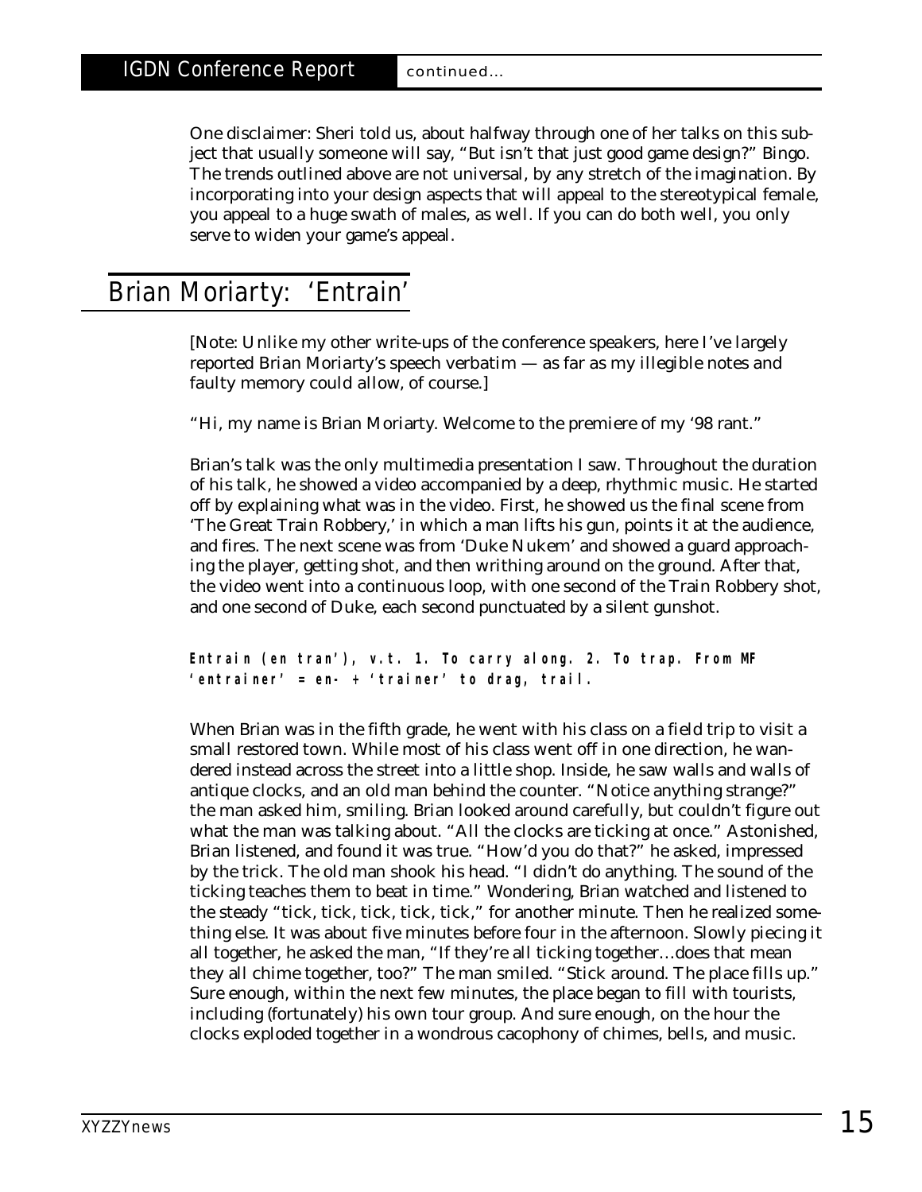One disclaimer: Sheri told us, about halfway through one of her talks on this subject that usually someone will say, "But isn't that just good game design?" Bingo. The trends outlined above are not universal, by any stretch of the imagination. By incorporating into your design aspects that will appeal to the stereotypical female, you appeal to a huge swath of males, as well. If you can do both well, you only serve to widen your game's appeal.

## Brian Moriarty: 'Entrain'

[Note: Unlike my other write-ups of the conference speakers, here I've largely reported Brian Moriarty's speech verbatim — as far as my illegible notes and faulty memory could allow, of course.]

"Hi, my name is Brian Moriarty. Welcome to the premiere of my '98 rant."

Brian's talk was the only multimedia presentation I saw. Throughout the duration of his talk, he showed a video accompanied by a deep, rhythmic music. He started off by explaining what was in the video. First, he showed us the final scene from 'The Great Train Robbery,' in which a man lifts his gun, points it at the audience, and fires. The next scene was from 'Duke Nukem' and showed a guard approaching the player, getting shot, and then writhing around on the ground. After that, the video went into a continuous loop, with one second of the Train Robbery shot, and one second of Duke, each second punctuated by a silent gunshot.

**Entrain (en tran'), v.t. 1. To carry along. 2. To trap. From MF 'entrainer' = en- + 'trainer' to drag, trail.**

When Brian was in the fifth grade, he went with his class on a field trip to visit a small restored town. While most of his class went off in one direction, he wandered instead across the street into a little shop. Inside, he saw walls and walls of antique clocks, and an old man behind the counter. "Notice anything strange?" the man asked him, smiling. Brian looked around carefully, but couldn't figure out what the man was talking about. "All the clocks are ticking at once." Astonished, Brian listened, and found it was true. "How'd you do that?" he asked, impressed by the trick. The old man shook his head. "I didn't do anything. The sound of the ticking teaches them to beat in time." Wondering, Brian watched and listened to the steady "tick, tick, tick, tick, tick," for another minute. Then he realized something else. It was about five minutes before four in the afternoon. Slowly piecing it all together, he asked the man, "If they're all ticking together…does that mean they all chime together, too?" The man smiled. "Stick around. The place fills up." Sure enough, within the next few minutes, the place began to fill with tourists, including (fortunately) his own tour group. And sure enough, on the hour the clocks exploded together in a wondrous cacophony of chimes, bells, and music.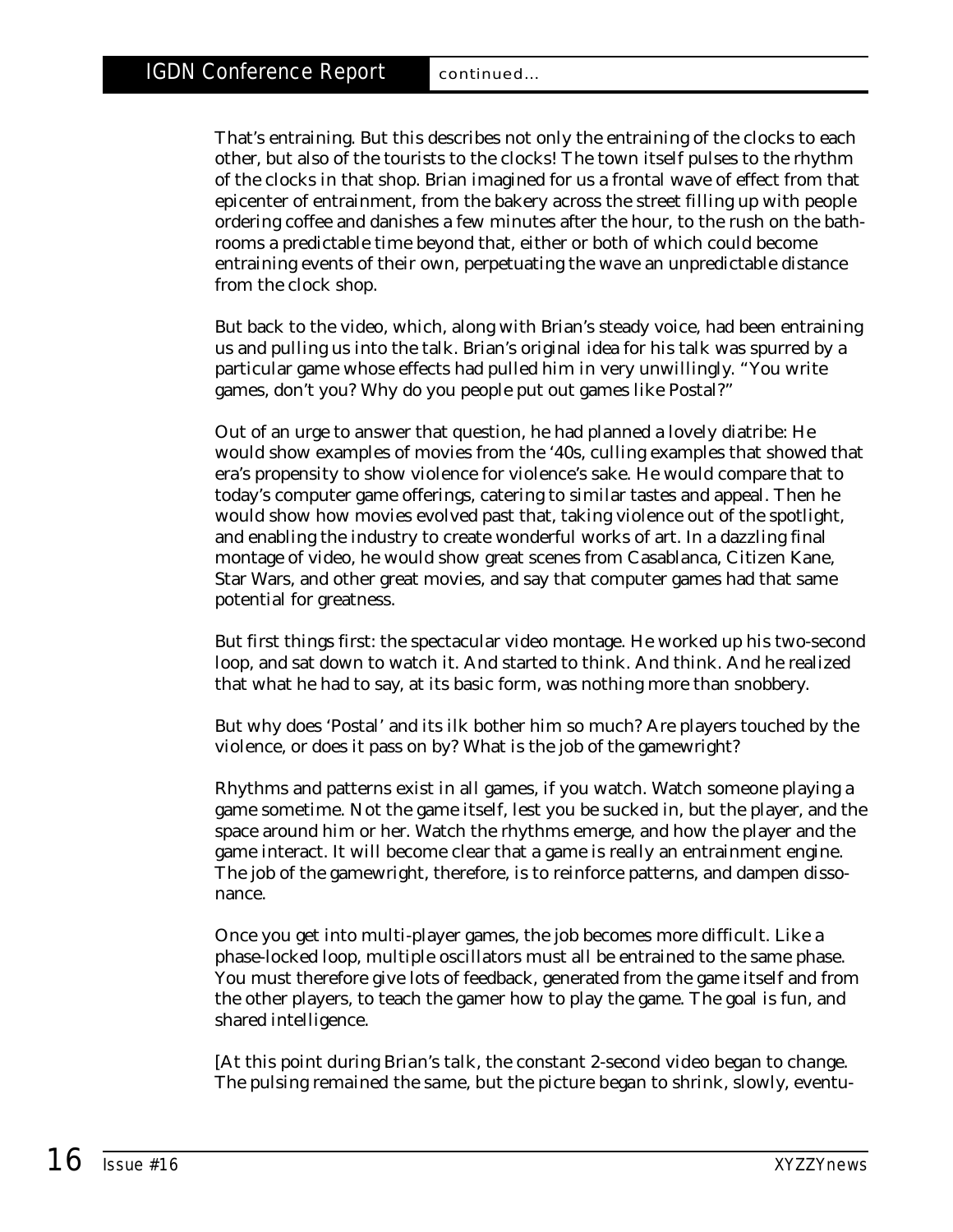That's entraining. But this describes not only the entraining of the clocks to each other, but also of the tourists to the clocks! The town itself pulses to the rhythm of the clocks in that shop. Brian imagined for us a frontal wave of effect from that epicenter of entrainment, from the bakery across the street filling up with people ordering coffee and danishes a few minutes after the hour, to the rush on the bathrooms a predictable time beyond that, either or both of which could become entraining events of their own, perpetuating the wave an unpredictable distance from the clock shop.

But back to the video, which, along with Brian's steady voice, had been entraining us and pulling us into the talk. Brian's original idea for his talk was spurred by a particular game whose effects had pulled him in very unwillingly. "You write games, don't you? Why do you people put out games like Postal?"

Out of an urge to answer that question, he had planned a lovely diatribe: He would show examples of movies from the '40s, culling examples that showed that era's propensity to show violence for violence's sake. He would compare that to today's computer game offerings, catering to similar tastes and appeal. Then he would show how movies evolved past that, taking violence out of the spotlight, and enabling the industry to create wonderful works of art. In a dazzling final montage of video, he would show great scenes from Casablanca, Citizen Kane, Star Wars, and other great movies, and say that computer games had that same potential for greatness.

But first things first: the spectacular video montage. He worked up his two-second loop, and sat down to watch it. And started to think. And think. And he realized that what he had to say, at its basic form, was nothing more than snobbery.

But why does 'Postal' and its ilk bother him so much? Are players touched by the violence, or does it pass on by? What is the job of the gamewright?

Rhythms and patterns exist in all games, if you watch. Watch someone playing a game sometime. Not the game itself, lest you be sucked in, but the player, and the space around him or her. Watch the rhythms emerge, and how the player and the game interact. It will become clear that a game is really an entrainment engine. The job of the gamewright, therefore, is to reinforce patterns, and dampen dissonance.

Once you get into multi-player games, the job becomes more difficult. Like a phase-locked loop, multiple oscillators must all be entrained to the same phase. You must therefore give lots of feedback, generated from the game itself and from the other players, to teach the gamer how to play the game. The goal is fun, and shared intelligence.

[At this point during Brian's talk, the constant 2-second video began to change. The pulsing remained the same, but the picture began to shrink, slowly, eventu-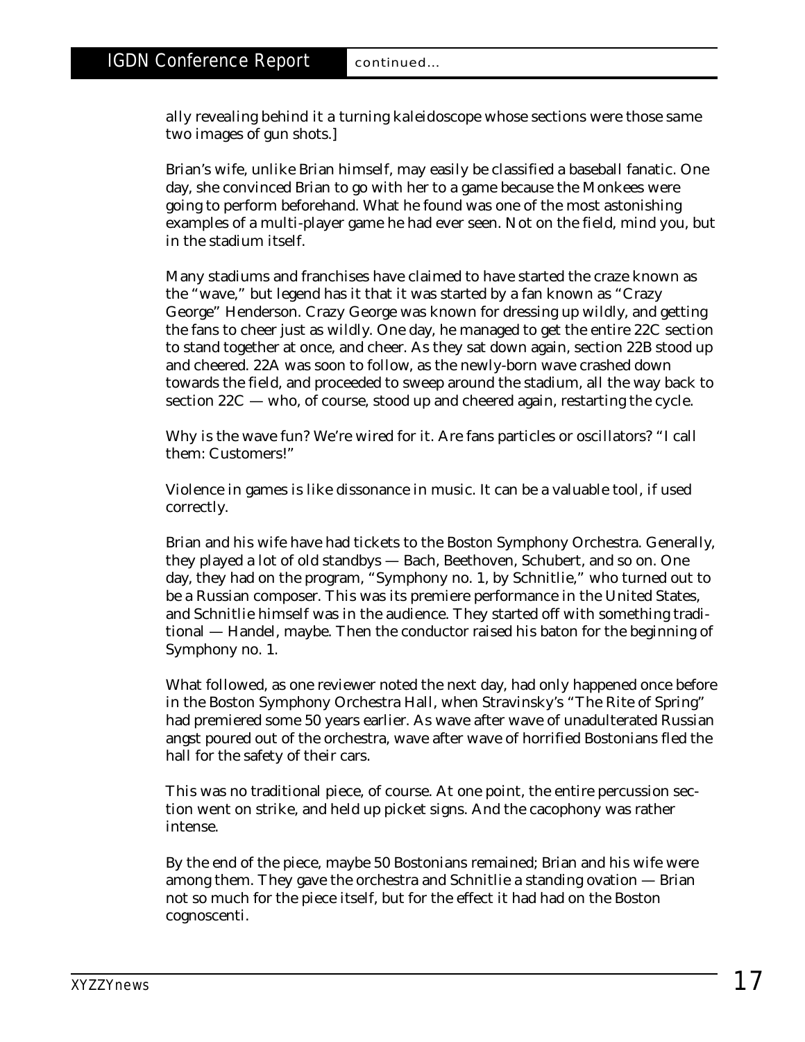ally revealing behind it a turning kaleidoscope whose sections were those same two images of gun shots.]

Brian's wife, unlike Brian himself, may easily be classified a baseball fanatic. One day, she convinced Brian to go with her to a game because the Monkees were going to perform beforehand. What he found was one of the most astonishing examples of a multi-player game he had ever seen. Not on the field, mind you, but in the stadium itself.

Many stadiums and franchises have claimed to have started the craze known as the "wave," but legend has it that it was started by a fan known as "Crazy George" Henderson. Crazy George was known for dressing up wildly, and getting the fans to cheer just as wildly. One day, he managed to get the entire 22C section to stand together at once, and cheer. As they sat down again, section 22B stood up and cheered. 22A was soon to follow, as the newly-born wave crashed down towards the field, and proceeded to sweep around the stadium, all the way back to section 22C — who, of course, stood up and cheered again, restarting the cycle.

Why is the wave fun? We're wired for it. Are fans particles or oscillators? "I call them: Customers!"

Violence in games is like dissonance in music. It can be a valuable tool, if used correctly.

Brian and his wife have had tickets to the Boston Symphony Orchestra. Generally, they played a lot of old standbys — Bach, Beethoven, Schubert, and so on. One day, they had on the program, "Symphony no. 1, by Schnitlie," who turned out to be a Russian composer. This was its premiere performance in the United States, and Schnitlie himself was in the audience. They started off with something traditional — Handel, maybe. Then the conductor raised his baton for the beginning of Symphony no. 1.

What followed, as one reviewer noted the next day, had only happened once before in the Boston Symphony Orchestra Hall, when Stravinsky's "The Rite of Spring" had premiered some 50 years earlier. As wave after wave of unadulterated Russian angst poured out of the orchestra, wave after wave of horrified Bostonians fled the hall for the safety of their cars.

This was no traditional piece, of course. At one point, the entire percussion section went on strike, and held up picket signs. And the cacophony was rather intense.

By the end of the piece, maybe 50 Bostonians remained; Brian and his wife were among them. They gave the orchestra and Schnitlie a standing ovation — Brian not so much for the piece itself, but for the effect it had had on the Boston cognoscenti.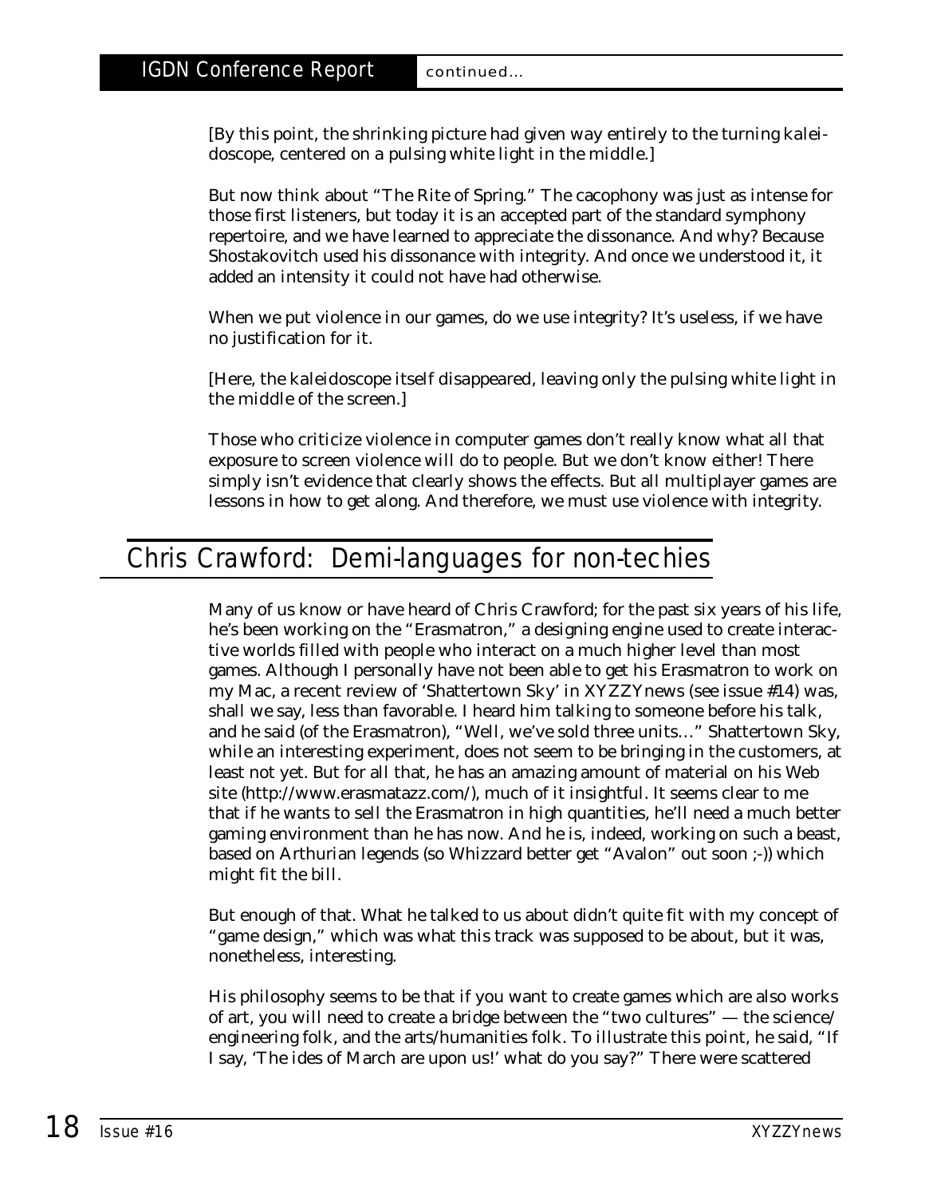[By this point, the shrinking picture had given way entirely to the turning kaleidoscope, centered on a pulsing white light in the middle.]

But now think about "The Rite of Spring." The cacophony was just as intense for those first listeners, but today it is an accepted part of the standard symphony repertoire, and we have learned to appreciate the dissonance. And why? Because Shostakovitch used his dissonance with integrity. And once we understood it, it added an intensity it could not have had otherwise.

When we put violence in our games, do we use integrity? It's useless, if we have no justification for it.

[Here, the kaleidoscope itself disappeared, leaving only the pulsing white light in the middle of the screen.]

Those who criticize violence in computer games don't really know what all that exposure to screen violence will do to people. But we don't know either! There simply isn't evidence that clearly shows the effects. But all multiplayer games are lessons in how to get along. And therefore, we must use violence with integrity.

## Chris Crawford: Demi-languages for non-techies

Many of us know or have heard of Chris Crawford; for the past six years of his life, he's been working on the "Erasmatron," a designing engine used to create interactive worlds filled with people who interact on a much higher level than most games. Although I personally have not been able to get his Erasmatron to work on my Mac, a recent review of 'Shattertown Sky' in XYZZYnews (see issue #14) was, shall we say, less than favorable. I heard him talking to someone before his talk, and he said (of the Erasmatron), "Well, we've sold three units…" Shattertown Sky, while an interesting experiment, does not seem to be bringing in the customers, at least not yet. But for all that, he has an amazing amount of material on his Web site (http://www.erasmatazz.com/), much of it insightful. It seems clear to me that if he wants to sell the Erasmatron in high quantities, he'll need a much better gaming environment than he has now. And he is, indeed, working on such a beast, based on Arthurian legends (so Whizzard better get "Avalon" out soon ;-)) which might fit the bill.

But enough of that. What he talked to us about didn't quite fit with my concept of "game design," which was what this track was supposed to be about, but it was, nonetheless, interesting.

His philosophy seems to be that if you want to create games which are also works of art, you will need to create a bridge between the "two cultures" — the science/engineering folk, and the arts/humanities folk. To illustrate this point, he said, "If I say, 'The ides of March are upon us!' what do you say?" There were scattered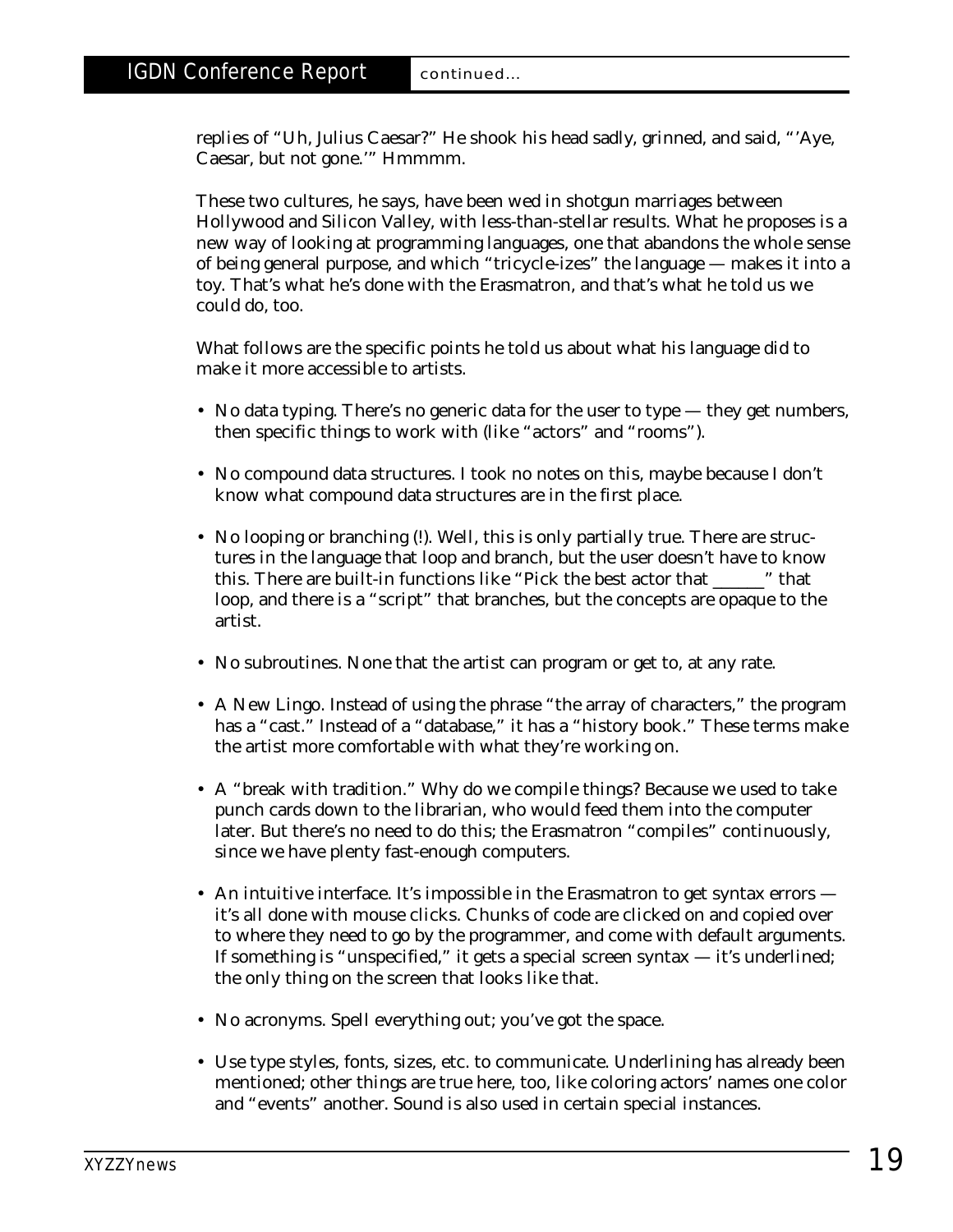replies of "Uh, Julius Caesar?" He shook his head sadly, grinned, and said, "'Aye, Caesar, but not gone.'" Hmmmm.

These two cultures, he says, have been wed in shotgun marriages between Hollywood and Silicon Valley, with less-than-stellar results. What he proposes is a new way of looking at programming languages, one that abandons the whole sense of being general purpose, and which "tricycle-izes" the language — makes it into a toy. That's what he's done with the Erasmatron, and that's what he told us we could do, too.

What follows are the specific points he told us about what his language did to make it more accessible to artists.

- No data typing. There's no generic data for the user to type — they get numbers, then specific things to work with (like "actors" and "rooms").

- No compound data structures. I took no notes on this, maybe because I don't know what compound data structures are in the first place.

- No looping or branching (!). Well, this is only partially true. There are structures in the language that loop and branch, but the user doesn't have to know this. There are built-in functions like "Pick the best actor that ______" that loop, and there is a "script" that branches, but the concepts are opaque to the artist.

- No subroutines. None that the artist can program or get to, at any rate.

- A New Lingo. Instead of using the phrase "the array of characters," the program has a "cast." Instead of a "database," it has a "history book." These terms make the artist more comfortable with what they're working on.

- A "break with tradition." Why do we compile things? Because we used to take punch cards down to the librarian, who would feed them into the computer later. But there's no need to do this; the Erasmatron "compiles" continuously, since we have plenty fast-enough computers.

- An intuitive interface. It's impossible in the Erasmatron to get syntax errors — it's all done with mouse clicks. Chunks of code are clicked on and copied over to where they need to go by the programmer, and come with default arguments. If something is "unspecified," it gets a special screen syntax — it's underlined; the only thing on the screen that looks like that.

- No acronyms. Spell everything out; you've got the space.

- Use type styles, fonts, sizes, etc. to communicate. Underlining has already been mentioned; other things are true here, too, like coloring actors' names one color and "events" another. Sound is also used in certain special instances.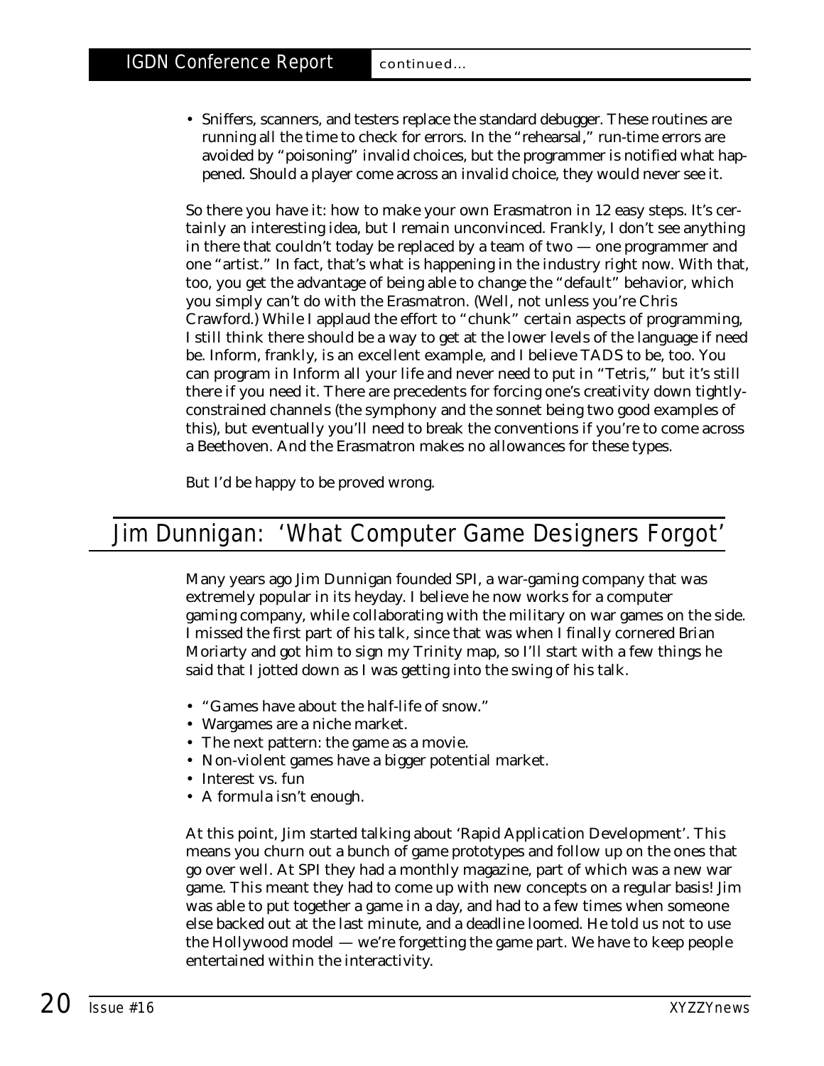- Sniffers, scanners, and testers replace the standard debugger. These routines are running all the time to check for errors. In the "rehearsal," run-time errors are avoided by "poisoning" invalid choices, but the programmer is notified what happened. Should a player come across an invalid choice, they would never see it.

So there you have it: how to make your own Erasmatron in 12 easy steps. It's certainly an interesting idea, but I remain unconvinced. Frankly, I don't see anything in there that couldn't today be replaced by a team of two — one programmer and one "artist." In fact, that's what is happening in the industry right now. With that, too, you get the advantage of being able to change the "default" behavior, which you simply can't do with the Erasmatron. (Well, not unless you're Chris Crawford.) While I applaud the effort to "chunk" certain aspects of programming, I still think there should be a way to get at the lower levels of the language if need be. Inform, frankly, is an excellent example, and I believe TADS to be, too. You can program in Inform all your life and never need to put in "Tetris," but it's still there if you need it. There are precedents for forcing one's creativity down tightly-constrained channels (the symphony and the sonnet being two good examples of this), but eventually you'll need to break the conventions if you're to come across a Beethoven. And the Erasmatron makes no allowances for these types.

But I'd be happy to be proved wrong.

## Jim Dunnigan: 'What Computer Game Designers Forgot'

Many years ago Jim Dunnigan founded SPI, a war-gaming company that was extremely popular in its heyday. I believe he now works for a computer gaming company, while collaborating with the military on war games on the side. I missed the first part of his talk, since that was when I finally cornered Brian Moriarty and got him to sign my Trinity map, so I'll start with a few things he said that I jotted down as I was getting into the swing of his talk.

- "Games have about the half-life of snow."
- Wargames are a niche market.
- The next pattern: the game as a movie.
- Non-violent games have a bigger potential market.
- Interest vs. fun
- A formula isn't enough.

At this point, Jim started talking about 'Rapid Application Development'. This means you churn out a bunch of game prototypes and follow up on the ones that go over well. At SPI they had a monthly magazine, part of which was a new war game. This meant they had to come up with new concepts on a regular basis! Jim was able to put together a game in a day, and had to a few times when someone else backed out at the last minute, and a deadline loomed. He told us not to use the Hollywood model — we're forgetting the game part. We have to keep people entertained within the interactivity.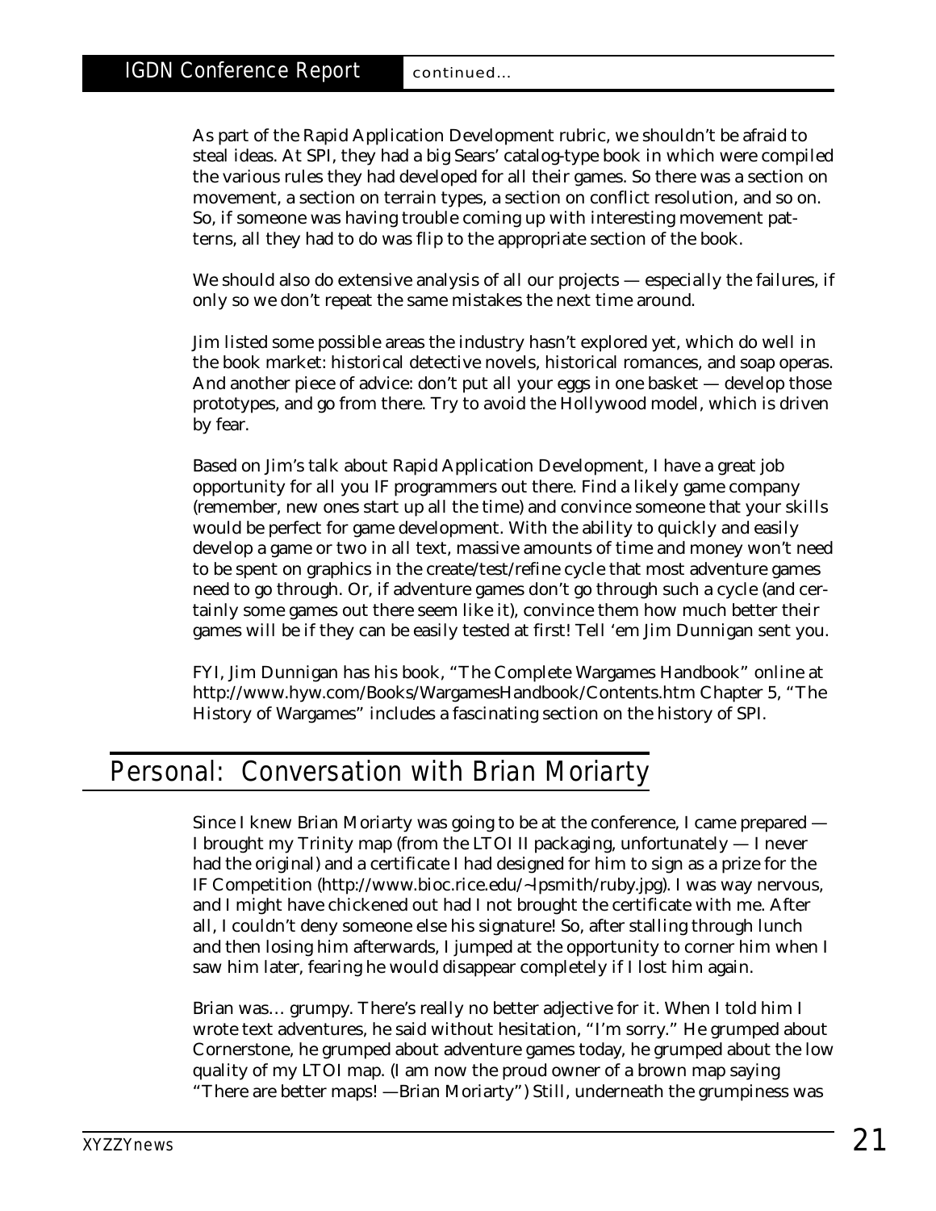As part of the Rapid Application Development rubric, we shouldn't be afraid to steal ideas. At SPI, they had a big Sears' catalog-type book in which were compiled the various rules they had developed for all their games. So there was a section on movement, a section on terrain types, a section on conflict resolution, and so on. So, if someone was having trouble coming up with interesting movement patterns, all they had to do was flip to the appropriate section of the book.

We should also do extensive analysis of all our projects — especially the failures, if only so we don't repeat the same mistakes the next time around.

Jim listed some possible areas the industry hasn't explored yet, which do well in the book market: historical detective novels, historical romances, and soap operas. And another piece of advice: don't put all your eggs in one basket — develop those prototypes, and go from there. Try to avoid the Hollywood model, which is driven by fear.

Based on Jim's talk about Rapid Application Development, I have a great job opportunity for all you IF programmers out there. Find a likely game company (remember, new ones start up all the time) and convince someone that your skills would be perfect for game development. With the ability to quickly and easily develop a game or two in all text, massive amounts of time and money won't need to be spent on graphics in the create/test/refine cycle that most adventure games need to go through. Or, if adventure games don't go through such a cycle (and certainly some games out there seem like it), convince them how much better their games will be if they can be easily tested at first! Tell 'em Jim Dunnigan sent you.

FYI, Jim Dunnigan has his book, "The Complete Wargames Handbook" online at http://www.hyw.com/Books/WargamesHandbook/Contents.htm Chapter 5, "The History of Wargames" includes a fascinating section on the history of SPI.

## Personal: Conversation with Brian Moriarty

Since I knew Brian Moriarty was going to be at the conference, I came prepared — I brought my Trinity map (from the LTOI II packaging, unfortunately — I never had the original) and a certificate I had designed for him to sign as a prize for the IF Competition (http://www.bioc.rice.edu/~lpsmith/ruby.jpg). I was way nervous, and I might have chickened out had I not brought the certificate with me. After all, I couldn't deny someone else his signature! So, after stalling through lunch and then losing him afterwards, I jumped at the opportunity to corner him when I saw him later, fearing he would disappear completely if I lost him again.

Brian was… grumpy. There's really no better adjective for it. When I told him I wrote text adventures, he said without hesitation, "I'm sorry." He grumped about Cornerstone, he grumped about adventure games today, he grumped about the low quality of my LTOI map. (I am now the proud owner of a brown map saying "There are better maps! —Brian Moriarty") Still, underneath the grumpiness was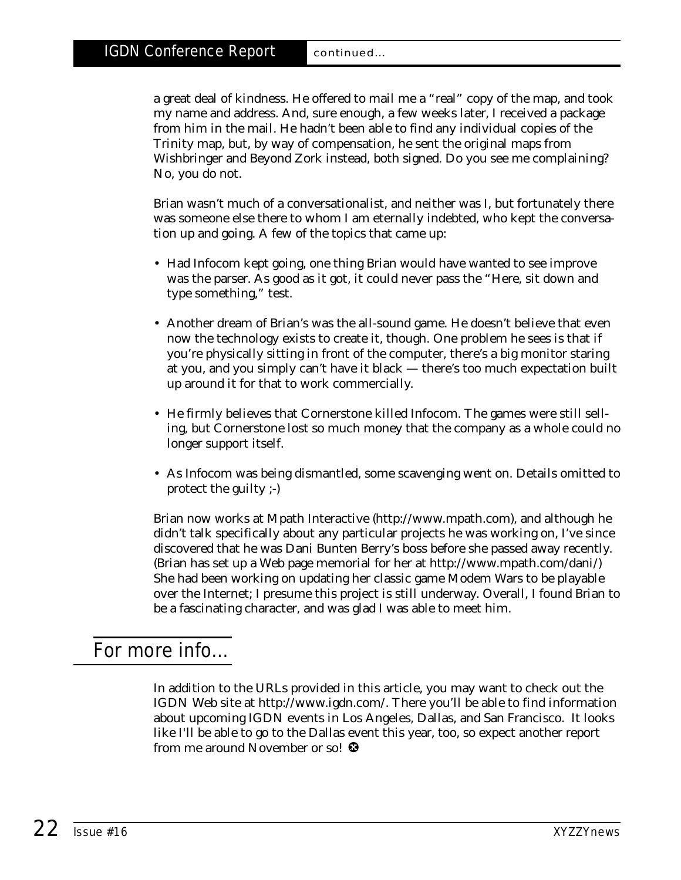a great deal of kindness. He offered to mail me a "real" copy of the map, and took my name and address. And, sure enough, a few weeks later, I received a package from him in the mail. He hadn't been able to find any individual copies of the Trinity map, but, by way of compensation, he sent the original maps from Wishbringer and Beyond Zork instead, both signed. Do you see me complaining? No, you do not.

Brian wasn't much of a conversationalist, and neither was I, but fortunately there was someone else there to whom I am eternally indebted, who kept the conversation up and going. A few of the topics that came up:

- Had Infocom kept going, one thing Brian would have wanted to see improve was the parser. As good as it got, it could never pass the "Here, sit down and type something," test.
- Another dream of Brian's was the all-sound game. He doesn't believe that even now the technology exists to create it, though. One problem he sees is that if you're physically sitting in front of the computer, there's a big monitor staring at you, and you simply can't have it black — there's too much expectation built up around it for that to work commercially.
- He firmly believes that Cornerstone killed Infocom. The games were still selling, but Cornerstone lost so much money that the company as a whole could no longer support itself.
- As Infocom was being dismantled, some scavenging went on. Details omitted to protect the guilty ;-)

Brian now works at Mpath Interactive (http://www.mpath.com), and although he didn't talk specifically about any particular projects he was working on, I've since discovered that he was Dani Bunten Berry's boss before she passed away recently. (Brian has set up a Web page memorial for her at http://www.mpath.com/dani/) She had been working on updating her classic game Modem Wars to be playable over the Internet; I presume this project is still underway. Overall, I found Brian to be a fascinating character, and was glad I was able to meet him.

## For more info...

In addition to the URLs provided in this article, you may want to check out the IGDN Web site at http://www.igdn.com/. There you'll be able to find information about upcoming IGDN events in Los Angeles, Dallas, and San Francisco. It looks like I'll be able to go to the Dallas event this year, too, so expect another report from me around November or so!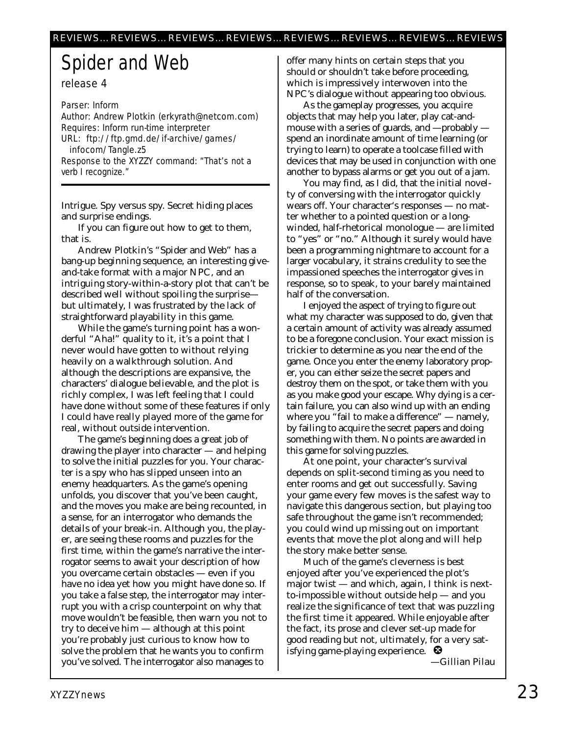# Spider and Web

*release 4*

*Parser: Inform*
*Author: Andrew Plotkin (erkyrath@netcom.com)*
*Requires: Inform run-time interpreter*
*URL: ftp://ftp.gmd.de/if-archive/games/infocom/Tangle.z5*
*Response to the XYZZY command: "That's not a verb I recognize."*

Intrigue. Spy versus spy. Secret hiding places and surprise endings.

If you can figure out how to get to them, that is.

Andrew Plotkin's "Spider and Web" has a bang-up beginning sequence, an interesting give-and-take format with a major NPC, and an intriguing story-within-a-story plot that can't be described well without spoiling the surprise— but ultimately, I was frustrated by the lack of straightforward playability in this game.

While the game's turning point has a wonderful "Aha!" quality to it, it's a point that I never would have gotten to without relying heavily on a walkthrough solution. And although the descriptions are expansive, the characters' dialogue believable, and the plot is richly complex, I was left feeling that I could have done without some of these features if only I could have really played more of the game for real, without outside intervention.

The game's beginning does a great job of drawing the player into character — and helping to solve the initial puzzles for you. Your character is a spy who has slipped unseen into an enemy headquarters. As the game's opening unfolds, you discover that you've been caught, and the moves you make are being recounted, in a sense, for an interrogator who demands the details of your break-in. Although you, the player, are seeing these rooms and puzzles for the first time, within the game's narrative the interrogator seems to await your description of how you overcame certain obstacles — even if you have no idea yet how you might have done so. If you take a false step, the interrogator may interrupt you with a crisp counterpoint on why that move wouldn't be feasible, then warn you not to try to deceive him — although at this point you're probably just curious to know how to solve the problem that he wants you to confirm you've solved. The interrogator also manages to offer many hints on certain steps that you should or shouldn't take before proceeding, which is impressively interwoven into the NPC's dialogue without appearing too obvious.

As the gameplay progresses, you acquire objects that may help you later, play cat-and-mouse with a series of guards, and —probably — spend an inordinate amount of time learning (or trying to learn) to operate a toolcase filled with devices that may be used in conjunction with one another to bypass alarms or get you out of a jam.

You may find, as I did, that the initial novelty of conversing with the interrogator quickly wears off. Your character's responses — no matter whether to a pointed question or a long-winded, half-rhetorical monologue — are limited to "yes" or "no." Although it surely would have been a programming nightmare to account for a larger vocabulary, it strains credulity to see the impassioned speeches the interrogator gives in response, so to speak, to your barely maintained half of the conversation.

I enjoyed the aspect of trying to figure out what my character was supposed to do, given that a certain amount of activity was already assumed to be a foregone conclusion. Your exact mission is trickier to determine as you near the end of the game. Once you enter the enemy laboratory proper, you can either seize the secret papers and destroy them on the spot, or take them with you as you make good your escape. Why dying is a certain failure, you can also wind up with an ending where you "fail to make a difference" — namely, by failing to acquire the secret papers and doing something with them. No points are awarded in this game for solving puzzles.

At one point, your character's survival depends on split-second timing as you need to enter rooms and get out successfully. Saving your game every few moves is the safest way to navigate this dangerous section, but playing too safe throughout the game isn't recommended; you could wind up missing out on important events that move the plot along and will help the story make better sense.

Much of the game's cleverness is best enjoyed after you've experienced the plot's major twist — and which, again, I think is next-to-impossible without outside help — and you realize the significance of text that was puzzling the first time it appeared. While enjoyable after the fact, its prose and clever set-up made for good reading but not, ultimately, for a very satisfying game-playing experience.

—Gillian Pilau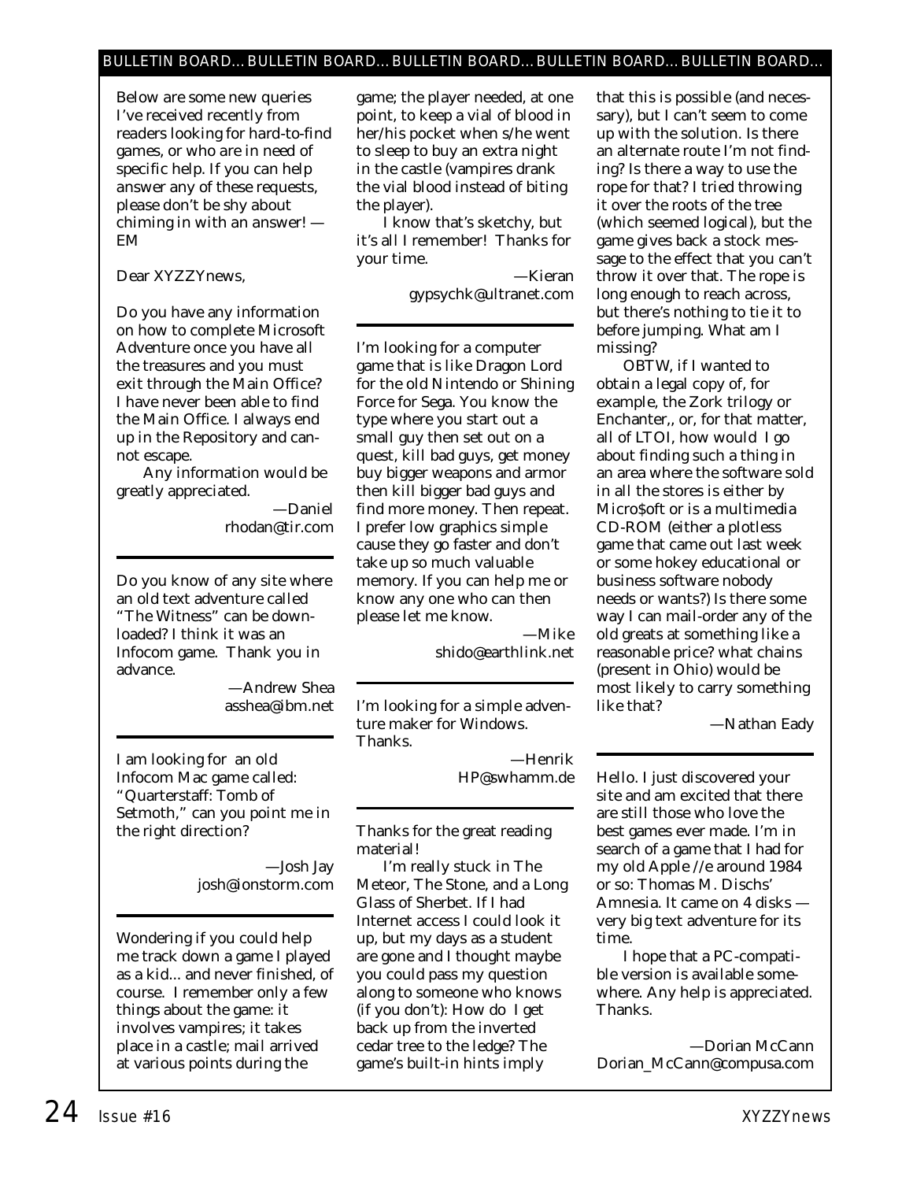## BULLETIN BOARD... BULLETIN BOARD... BULLETIN BOARD... BULLETIN BOARD... BULLETIN BOARD...

Below are some new queries I've received recently from readers looking for hard-to-find games, or who are in need of specific help. If you can help answer any of these requests, please don't be shy about chiming in with an answer! —EM

Dear XYZZYnews,

Do you have any information on how to complete Microsoft Adventure once you have all the treasures and you must exit through the Main Office? I have never been able to find the Main Office. I always end up in the Repository and cannot escape.

Any information would be greatly appreciated.

—Daniel
rhodan@tir.com

---

Do you know of any site where an old text adventure called "The Witness" can be downloaded? I think it was an Infocom game. Thank you in advance.

—Andrew Shea
asshea@ibm.net

---

I am looking for an old Infocom Mac game called: "Quarterstaff: Tomb of Setmoth," can you point me in the right direction?

—Josh Jay
josh@ionstorm.com

---

Wondering if you could help me track down a game I played as a kid... and never finished, of course. I remember only a few things about the game: it involves vampires; it takes place in a castle; mail arrived at various points during the game; the player needed, at one point, to keep a vial of blood in her/his pocket when s/he went to sleep to buy an extra night in the castle (vampires drank the vial blood instead of biting the player).

I know that's sketchy, but it's all I remember! Thanks for your time.

—Kieran
gypsychk@ultranet.com

---

I'm looking for a computer game that is like Dragon Lord for the old Nintendo or Shining Force for Sega. You know the type where you start out a small guy then set out on a quest, kill bad guys, get money buy bigger weapons and armor then kill bigger bad guys and find more money. Then repeat. I prefer low graphics simple cause they go faster and don't take up so much valuable memory. If you can help me or know any one who can then please let me know.

—Mike
shido@earthlink.net

---

I'm looking for a simple adventure maker for Windows. Thanks.

—Henrik
HP@swhamm.de

---

Thanks for the great reading material!

I'm really stuck in The Meteor, The Stone, and a Long Glass of Sherbet. If I had Internet access I could look it up, but my days as a student are gone and I thought maybe you could pass my question along to someone who knows (if you don't): How do I get back up from the inverted cedar tree to the ledge? The game's built-in hints imply that this is possible (and necessary), but I can't seem to come up with the solution. Is there an alternate route I'm not finding? Is there a way to use the rope for that? I tried throwing it over the roots of the tree (which seemed logical), but the game gives back a stock message to the effect that you can't throw it over that. The rope is long enough to reach across, but there's nothing to tie it to before jumping. What am I missing?

OBTW, if I wanted to obtain a legal copy of, for example, the Zork trilogy or Enchanter,, or, for that matter, all of LTOI, how would I go about finding such a thing in an area where the software sold in all the stores is either by Micro$oft or is a multimedia CD-ROM (either a plotless game that came out last week or some hokey educational or business software nobody needs or wants?) Is there some way I can mail-order any of the old greats at something like a reasonable price? what chains (present in Ohio) would be most likely to carry something like that?

—Nathan Eady

---

Hello. I just discovered your site and am excited that there are still those who love the best games ever made. I'm in search of a game that I had for my old Apple //e around 1984 or so: Thomas M. Dischs' Amnesia. It came on 4 disks — very big text adventure for its time.

I hope that a PC-compatible version is available somewhere. Any help is appreciated. Thanks.

—Dorian McCann
Dorian_McCann@compusa.com